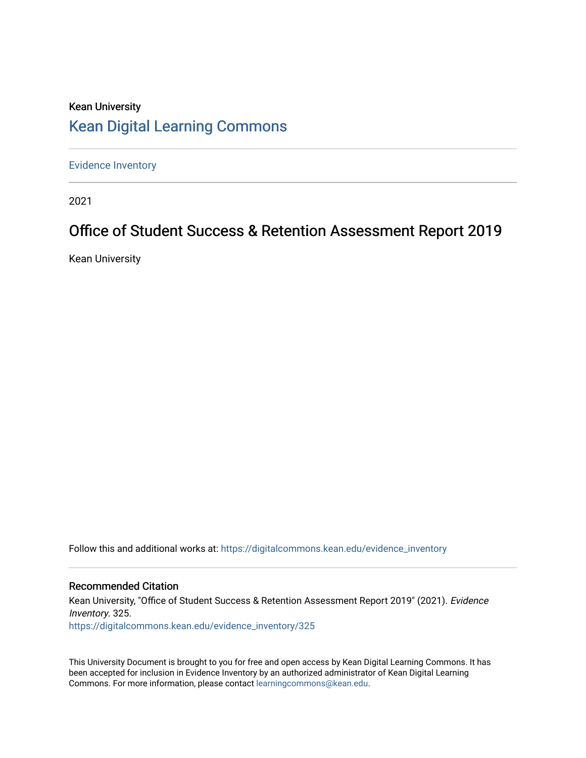Kean University

# Kean Digital Learning Commons

Evidence Inventory

2021

## Office of Student Success & Retention Assessment Report 2019

Kean University

Follow this and additional works at: https://digitalcommons.kean.edu/evidence_inventory

### Recommended Citation

Kean University, "Office of Student Success & Retention Assessment Report 2019" (2021). *Evidence Inventory*. 325.
https://digitalcommons.kean.edu/evidence_inventory/325

This University Document is brought to you for free and open access by Kean Digital Learning Commons. It has been accepted for inclusion in Evidence Inventory by an authorized administrator of Kean Digital Learning Commons. For more information, please contact learningcommons@kean.edu.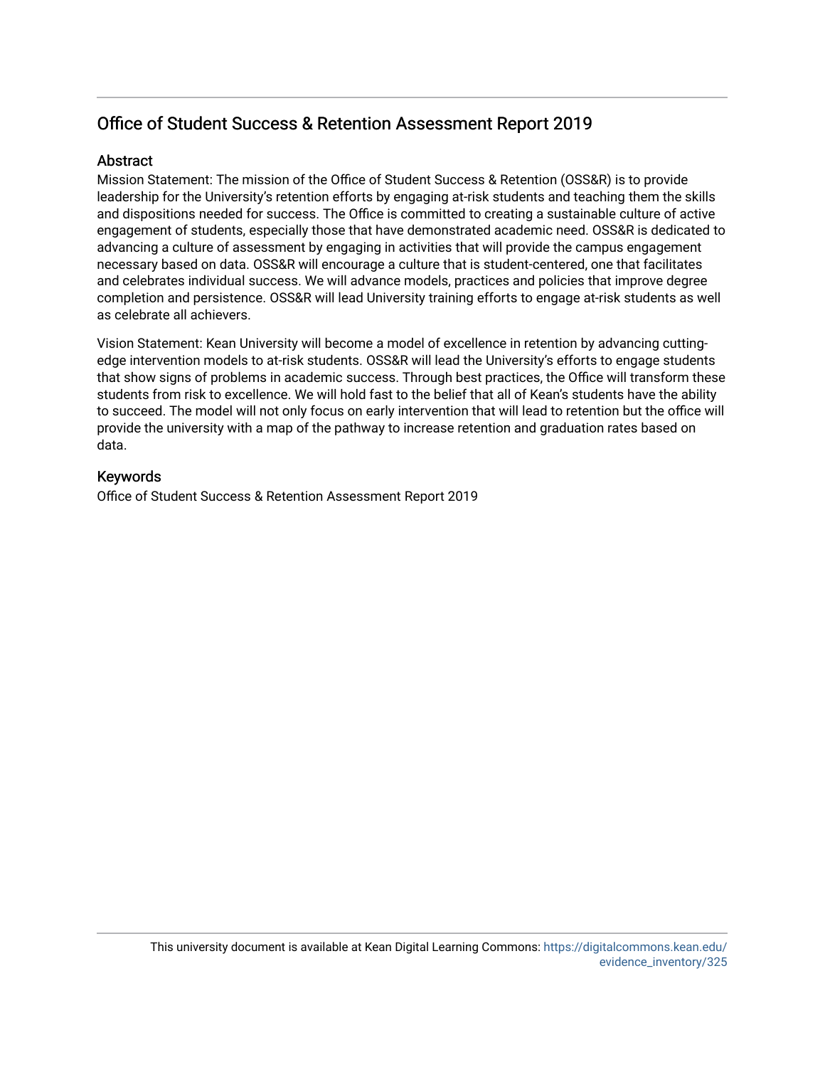# Office of Student Success & Retention Assessment Report 2019

## Abstract

Mission Statement: The mission of the Office of Student Success & Retention (OSS&R) is to provide leadership for the University's retention efforts by engaging at-risk students and teaching them the skills and dispositions needed for success. The Office is committed to creating a sustainable culture of active engagement of students, especially those that have demonstrated academic need. OSS&R is dedicated to advancing a culture of assessment by engaging in activities that will provide the campus engagement necessary based on data. OSS&R will encourage a culture that is student-centered, one that facilitates and celebrates individual success. We will advance models, practices and policies that improve degree completion and persistence. OSS&R will lead University training efforts to engage at-risk students as well as celebrate all achievers.

Vision Statement: Kean University will become a model of excellence in retention by advancing cutting-edge intervention models to at-risk students. OSS&R will lead the University's efforts to engage students that show signs of problems in academic success. Through best practices, the Office will transform these students from risk to excellence. We will hold fast to the belief that all of Kean's students have the ability to succeed. The model will not only focus on early intervention that will lead to retention but the office will provide the university with a map of the pathway to increase retention and graduation rates based on data.

## Keywords

Office of Student Success & Retention Assessment Report 2019

This university document is available at Kean Digital Learning Commons: https://digitalcommons.kean.edu/evidence_inventory/325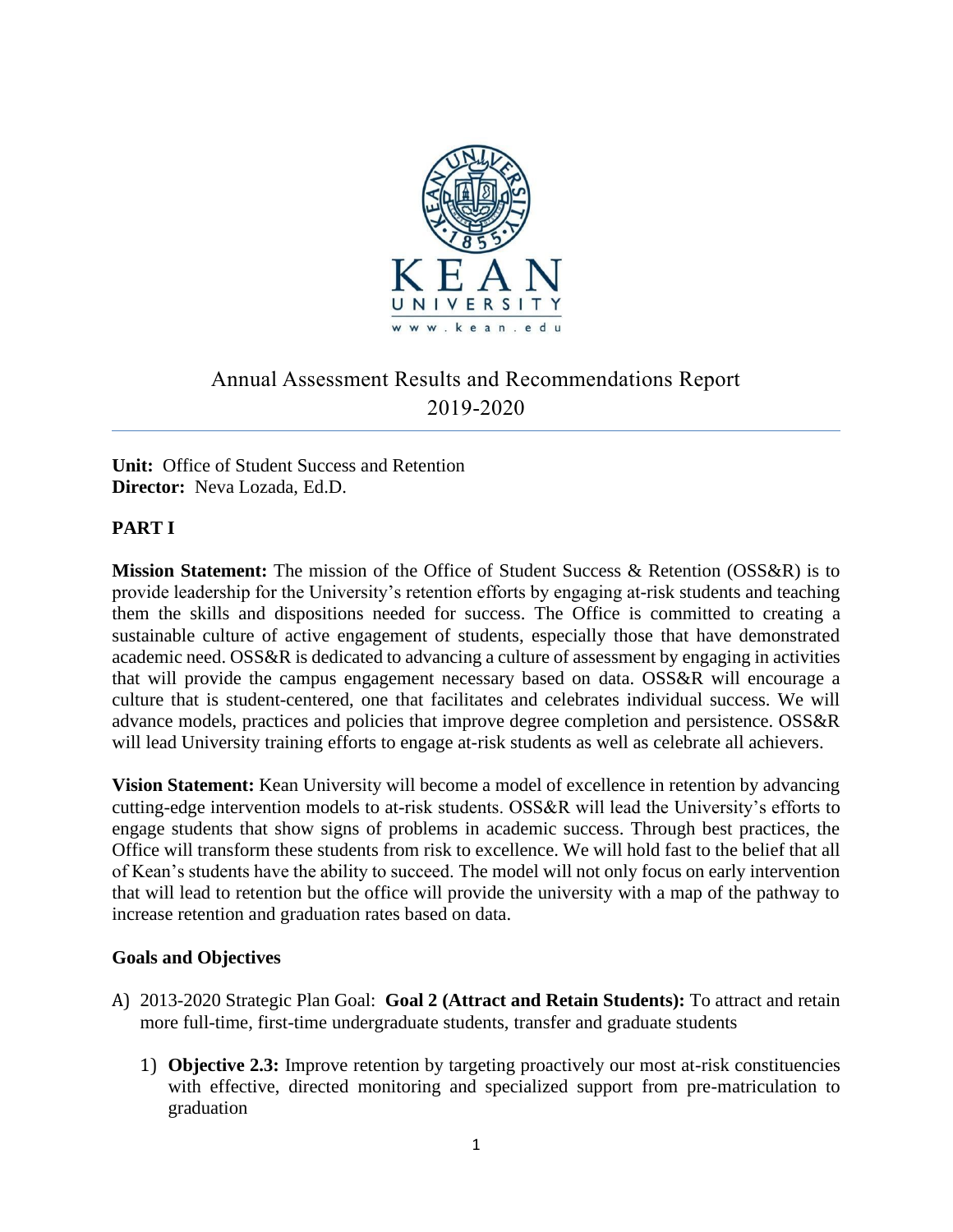# Annual Assessment Results and Recommendations Report
## 2019-2020

**Unit:** Office of Student Success and Retention
**Director:** Neva Lozada, Ed.D.

## PART I

**Mission Statement:** The mission of the Office of Student Success & Retention (OSS&R) is to provide leadership for the University's retention efforts by engaging at-risk students and teaching them the skills and dispositions needed for success. The Office is committed to creating a sustainable culture of active engagement of students, especially those that have demonstrated academic need. OSS&R is dedicated to advancing a culture of assessment by engaging in activities that will provide the campus engagement necessary based on data. OSS&R will encourage a culture that is student-centered, one that facilitates and celebrates individual success. We will advance models, practices and policies that improve degree completion and persistence. OSS&R will lead University training efforts to engage at-risk students as well as celebrate all achievers.

**Vision Statement:** Kean University will become a model of excellence in retention by advancing cutting-edge intervention models to at-risk students. OSS&R will lead the University's efforts to engage students that show signs of problems in academic success. Through best practices, the Office will transform these students from risk to excellence. We will hold fast to the belief that all of Kean's students have the ability to succeed. The model will not only focus on early intervention that will lead to retention but the office will provide the university with a map of the pathway to increase retention and graduation rates based on data.

### Goals and Objectives

A) 2013-2020 Strategic Plan Goal: **Goal 2 (Attract and Retain Students):** To attract and retain more full-time, first-time undergraduate students, transfer and graduate students

   1) **Objective 2.3:** Improve retention by targeting proactively our most at-risk constituencies with effective, directed monitoring and specialized support from pre-matriculation to graduation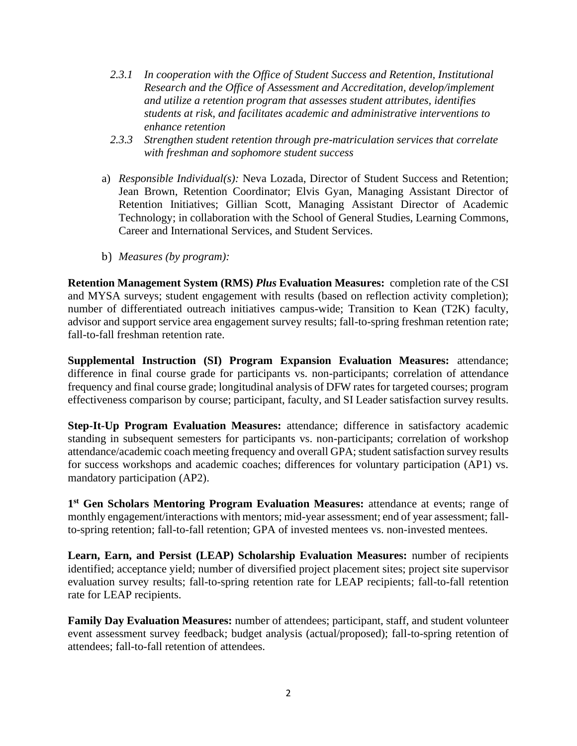*2.3.1 In cooperation with the Office of Student Success and Retention, Institutional Research and the Office of Assessment and Accreditation, develop/implement and utilize a retention program that assesses student attributes, identifies students at risk, and facilitates academic and administrative interventions to enhance retention*

*2.3.3 Strengthen student retention through pre-matriculation services that correlate with freshman and sophomore student success*

a) *Responsible Individual(s):* Neva Lozada, Director of Student Success and Retention; Jean Brown, Retention Coordinator; Elvis Gyan, Managing Assistant Director of Retention Initiatives; Gillian Scott, Managing Assistant Director of Academic Technology; in collaboration with the School of General Studies, Learning Commons, Career and International Services, and Student Services.

b) *Measures (by program):*

**Retention Management System (RMS) *Plus* Evaluation Measures:** completion rate of the CSI and MYSA surveys; student engagement with results (based on reflection activity completion); number of differentiated outreach initiatives campus-wide; Transition to Kean (T2K) faculty, advisor and support service area engagement survey results; fall-to-spring freshman retention rate; fall-to-fall freshman retention rate.

**Supplemental Instruction (SI) Program Expansion Evaluation Measures:** attendance; difference in final course grade for participants vs. non-participants; correlation of attendance frequency and final course grade; longitudinal analysis of DFW rates for targeted courses; program effectiveness comparison by course; participant, faculty, and SI Leader satisfaction survey results.

**Step-It-Up Program Evaluation Measures:** attendance; difference in satisfactory academic standing in subsequent semesters for participants vs. non-participants; correlation of workshop attendance/academic coach meeting frequency and overall GPA; student satisfaction survey results for success workshops and academic coaches; differences for voluntary participation (AP1) vs. mandatory participation (AP2).

**1st Gen Scholars Mentoring Program Evaluation Measures:** attendance at events; range of monthly engagement/interactions with mentors; mid-year assessment; end of year assessment; fall-to-spring retention; fall-to-fall retention; GPA of invested mentees vs. non-invested mentees.

**Learn, Earn, and Persist (LEAP) Scholarship Evaluation Measures:** number of recipients identified; acceptance yield; number of diversified project placement sites; project site supervisor evaluation survey results; fall-to-spring retention rate for LEAP recipients; fall-to-fall retention rate for LEAP recipients.

**Family Day Evaluation Measures:** number of attendees; participant, staff, and student volunteer event assessment survey feedback; budget analysis (actual/proposed); fall-to-spring retention of attendees; fall-to-fall retention of attendees.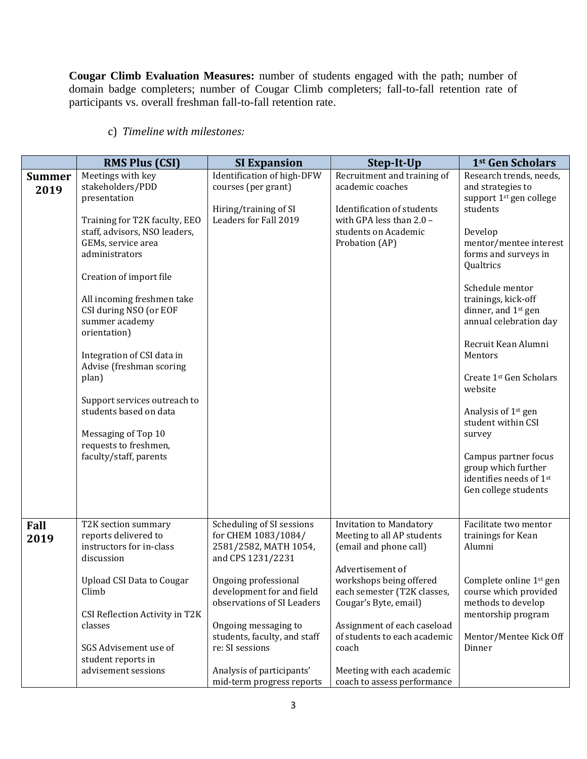**Cougar Climb Evaluation Measures:** number of students engaged with the path; number of domain badge completers; number of Cougar Climb completers; fall-to-fall retention rate of participants vs. overall freshman fall-to-fall retention rate.

c) *Timeline with milestones:*

| | RMS Plus (CSI) | SI Expansion | Step-It-Up | 1st Gen Scholars |
|---|---|---|---|---|
| **Summer 2019** | Meetings with key stakeholders/PDD presentation<br><br>Training for T2K faculty, EEO staff, advisors, NSO leaders, GEMs, service area administrators<br><br>Creation of import file<br><br>All incoming freshmen take CSI during NSO (or EOF summer academy orientation)<br><br>Integration of CSI data in Advise (freshman scoring plan)<br><br>Support services outreach to students based on data<br><br>Messaging of Top 10 requests to freshmen, faculty/staff, parents | Identification of high-DFW courses (per grant)<br><br>Hiring/training of SI Leaders for Fall 2019 | Recruitment and training of academic coaches<br><br>Identification of students with GPA less than 2.0 – students on Academic Probation (AP) | Research trends, needs, and strategies to support 1st gen college students<br><br>Develop mentor/mentee interest forms and surveys in Qualtrics<br><br>Schedule mentor trainings, kick-off dinner, and 1st gen annual celebration day<br><br>Recruit Kean Alumni Mentors<br><br>Create 1st Gen Scholars website<br><br>Analysis of 1st gen student within CSI survey<br><br>Campus partner focus group which further identifies needs of 1st Gen college students |
| **Fall 2019** | T2K section summary reports delivered to instructors for in-class discussion<br><br>Upload CSI Data to Cougar Climb<br><br>CSI Reflection Activity in T2K classes<br><br>SGS Advisement use of student reports in advisement sessions | Scheduling of SI sessions for CHEM 1083/1084/ 2581/2582, MATH 1054, and CPS 1231/2231<br><br>Ongoing professional development for and field observations of SI Leaders<br><br>Ongoing messaging to students, faculty, and staff re: SI sessions<br><br>Analysis of participants' mid-term progress reports | Invitation to Mandatory Meeting to all AP students (email and phone call)<br><br>Advertisement of workshops being offered each semester (T2K classes, Cougar's Byte, email)<br><br>Assignment of each caseload of students to each academic coach<br><br>Meeting with each academic coach to assess performance | Facilitate two mentor trainings for Kean Alumni<br><br>Complete online 1st gen course which provided methods to develop mentorship program<br><br>Mentor/Mentee Kick Off Dinner |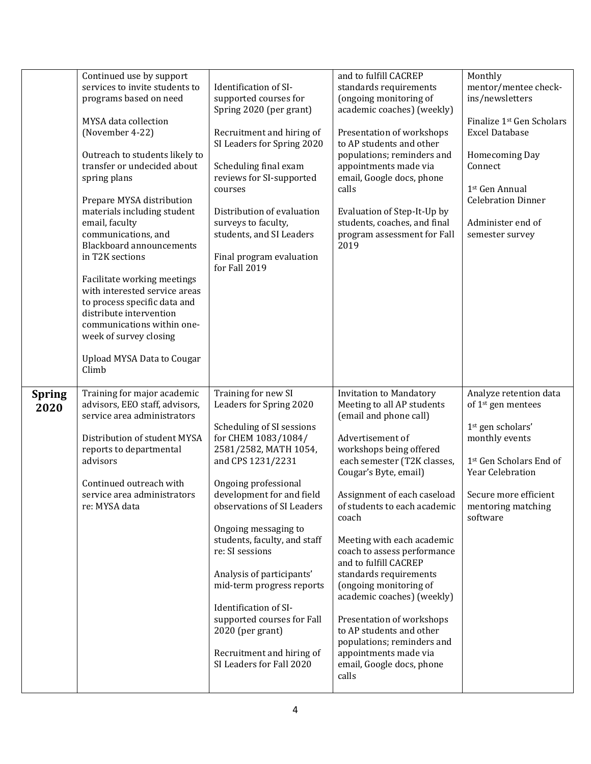| | | | | |
|---|---|---|---|---|
| | Continued use by support services to invite students to programs based on need<br><br>MYSA data collection (November 4-22)<br><br>Outreach to students likely to transfer or undecided about spring plans<br><br>Prepare MYSA distribution materials including student email, faculty communications, and Blackboard announcements in T2K sections<br><br>Facilitate working meetings with interested service areas to process specific data and distribute intervention communications within one-week of survey closing<br><br>Upload MYSA Data to Cougar Climb | Identification of SI-supported courses for Spring 2020 (per grant)<br><br>Recruitment and hiring of SI Leaders for Spring 2020<br><br>Scheduling final exam reviews for SI-supported courses<br><br>Distribution of evaluation surveys to faculty, students, and SI Leaders<br><br>Final program evaluation for Fall 2019 | and to fulfill CACREP standards requirements (ongoing monitoring of academic coaches) (weekly)<br><br>Presentation of workshops to AP students and other populations; reminders and appointments made via email, Google docs, phone calls<br><br>Evaluation of Step-It-Up by students, coaches, and final program assessment for Fall 2019 | Monthly mentor/mentee check-ins/newsletters<br><br>Finalize 1st Gen Scholars Excel Database<br><br>Homecoming Day Connect<br><br>1st Gen Annual Celebration Dinner<br><br>Administer end of semester survey |
| **Spring 2020** | Training for major academic advisors, EEO staff, advisors, service area administrators<br><br>Distribution of student MYSA reports to departmental advisors<br><br>Continued outreach with service area administrators re: MYSA data | Training for new SI Leaders for Spring 2020<br><br>Scheduling of SI sessions for CHEM 1083/1084/ 2581/2582, MATH 1054, and CPS 1231/2231<br><br>Ongoing professional development for and field observations of SI Leaders<br><br>Ongoing messaging to students, faculty, and staff re: SI sessions<br><br>Analysis of participants' mid-term progress reports<br><br>Identification of SI-supported courses for Fall 2020 (per grant)<br><br>Recruitment and hiring of SI Leaders for Fall 2020 | Invitation to Mandatory Meeting to all AP students (email and phone call)<br><br>Advertisement of workshops being offered each semester (T2K classes, Cougar's Byte, email)<br><br>Assignment of each caseload of students to each academic coach<br><br>Meeting with each academic coach to assess performance and to fulfill CACREP standards requirements (ongoing monitoring of academic coaches) (weekly)<br><br>Presentation of workshops to AP students and other populations; reminders and appointments made via email, Google docs, phone calls | Analyze retention data of 1st gen mentees<br><br>1st gen scholars' monthly events<br><br>1st Gen Scholars End of Year Celebration<br><br>Secure more efficient mentoring matching software |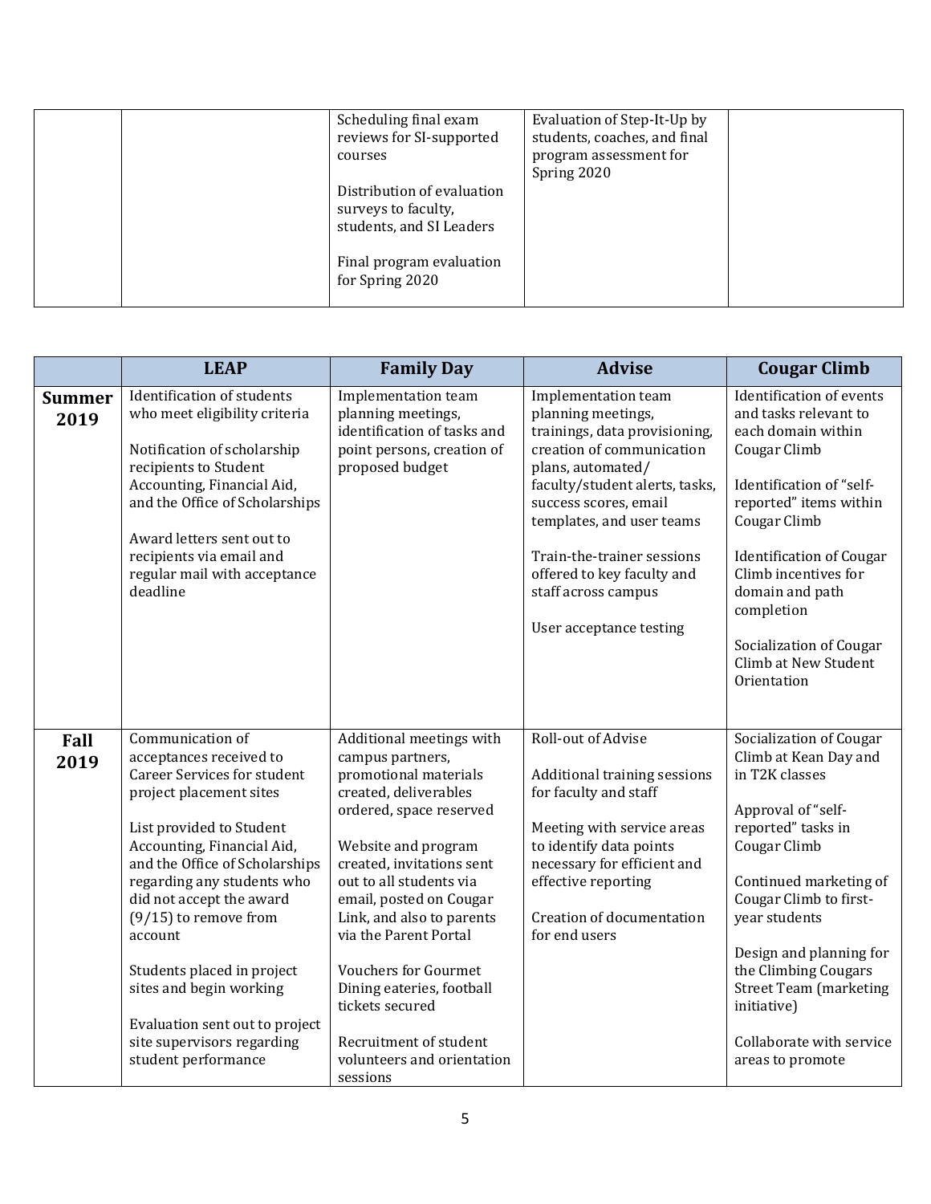| | | | | |
|---|---|---|---|---|
| | | Scheduling final exam reviews for SI-supported courses<br><br>Distribution of evaluation surveys to faculty, students, and SI Leaders<br><br>Final program evaluation for Spring 2020 | Evaluation of Step-It-Up by students, coaches, and final program assessment for Spring 2020 | |

| | LEAP | Family Day | Advise | Cougar Climb |
|---|---|---|---|---|
| **Summer 2019** | Identification of students who meet eligibility criteria<br><br>Notification of scholarship recipients to Student Accounting, Financial Aid, and the Office of Scholarships<br><br>Award letters sent out to recipients via email and regular mail with acceptance deadline | Implementation team planning meetings, identification of tasks and point persons, creation of proposed budget | Implementation team planning meetings, trainings, data provisioning, creation of communication plans, automated/ faculty/student alerts, tasks, success scores, email templates, and user teams<br><br>Train-the-trainer sessions offered to key faculty and staff across campus<br><br>User acceptance testing | Identification of events and tasks relevant to each domain within Cougar Climb<br><br>Identification of "self-reported" items within Cougar Climb<br><br>Identification of Cougar Climb incentives for domain and path completion<br><br>Socialization of Cougar Climb at New Student Orientation |
| **Fall 2019** | Communication of acceptances received to Career Services for student project placement sites<br><br>List provided to Student Accounting, Financial Aid, and the Office of Scholarships regarding any students who did not accept the award (9/15) to remove from account<br><br>Students placed in project sites and begin working<br><br>Evaluation sent out to project site supervisors regarding student performance | Additional meetings with campus partners, promotional materials created, deliverables ordered, space reserved<br><br>Website and program created, invitations sent out to all students via email, posted on Cougar Link, and also to parents via the Parent Portal<br><br>Vouchers for Gourmet Dining eateries, football tickets secured<br><br>Recruitment of student volunteers and orientation sessions | Roll-out of Advise<br><br>Additional training sessions for faculty and staff<br><br>Meeting with service areas to identify data points necessary for efficient and effective reporting<br><br>Creation of documentation for end users | Socialization of Cougar Climb at Kean Day and in T2K classes<br><br>Approval of "self-reported" tasks in Cougar Climb<br><br>Continued marketing of Cougar Climb to first-year students<br><br>Design and planning for the Climbing Cougars Street Team (marketing initiative)<br><br>Collaborate with service areas to promote |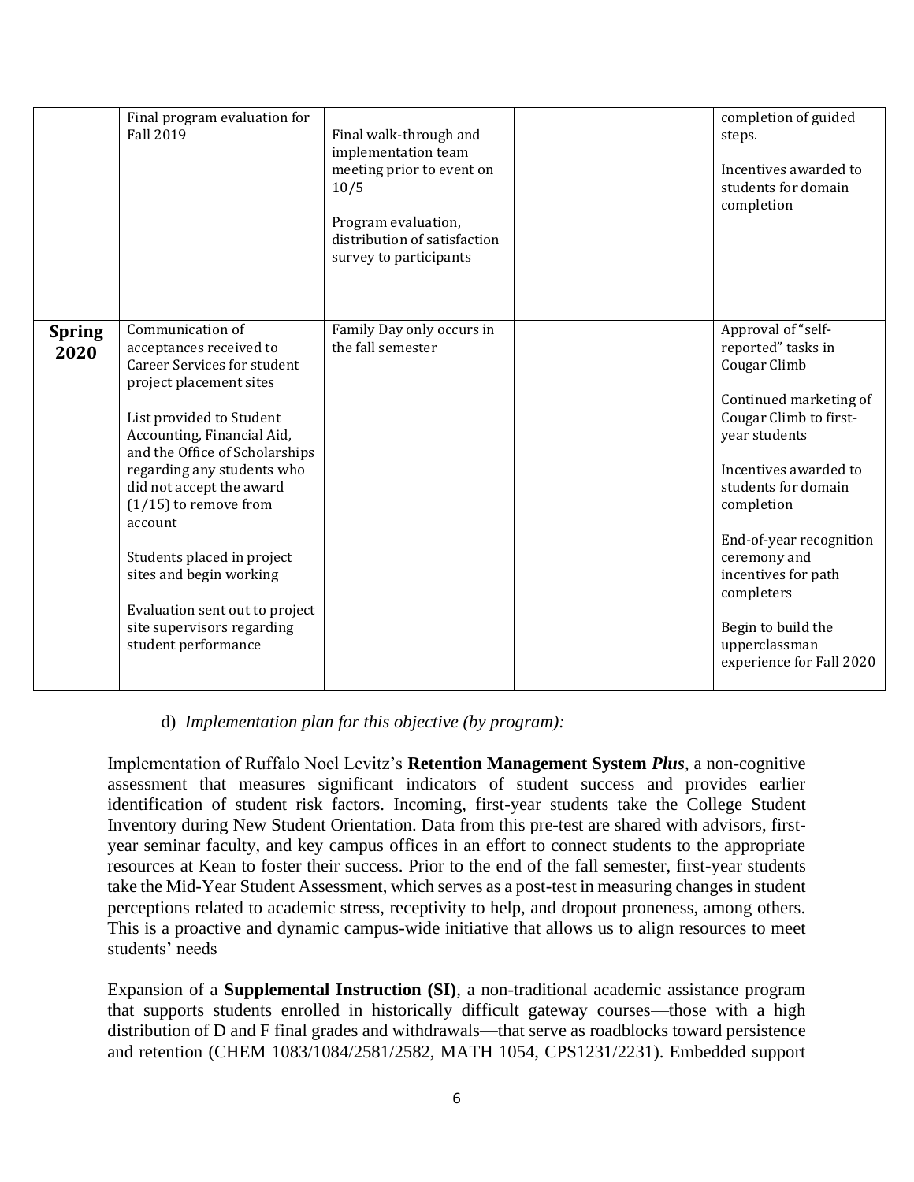| | | | | |
|---|---|---|---|---|
| | Final program evaluation for Fall 2019 | Final walk-through and implementation team meeting prior to event on 10/5<br><br>Program evaluation, distribution of satisfaction survey to participants | | completion of guided steps.<br><br>Incentives awarded to students for domain completion |
| **Spring 2020** | Communication of acceptances received to Career Services for student project placement sites<br><br>List provided to Student Accounting, Financial Aid, and the Office of Scholarships regarding any students who did not accept the award (1/15) to remove from account<br><br>Students placed in project sites and begin working<br><br>Evaluation sent out to project site supervisors regarding student performance | Family Day only occurs in the fall semester | | Approval of "self-reported" tasks in Cougar Climb<br><br>Continued marketing of Cougar Climb to first-year students<br><br>Incentives awarded to students for domain completion<br><br>End-of-year recognition ceremony and incentives for path completers<br><br>Begin to build the upperclassman experience for Fall 2020 |

d) *Implementation plan for this objective (by program):*

Implementation of Ruffalo Noel Levitz's **Retention Management System *Plus***, a non-cognitive assessment that measures significant indicators of student success and provides earlier identification of student risk factors. Incoming, first-year students take the College Student Inventory during New Student Orientation. Data from this pre-test are shared with advisors, first-year seminar faculty, and key campus offices in an effort to connect students to the appropriate resources at Kean to foster their success. Prior to the end of the fall semester, first-year students take the Mid-Year Student Assessment, which serves as a post-test in measuring changes in student perceptions related to academic stress, receptivity to help, and dropout proneness, among others. This is a proactive and dynamic campus-wide initiative that allows us to align resources to meet students' needs

Expansion of a **Supplemental Instruction (SI)**, a non-traditional academic assistance program that supports students enrolled in historically difficult gateway courses—those with a high distribution of D and F final grades and withdrawals—that serve as roadblocks toward persistence and retention (CHEM 1083/1084/2581/2582, MATH 1054, CPS1231/2231). Embedded support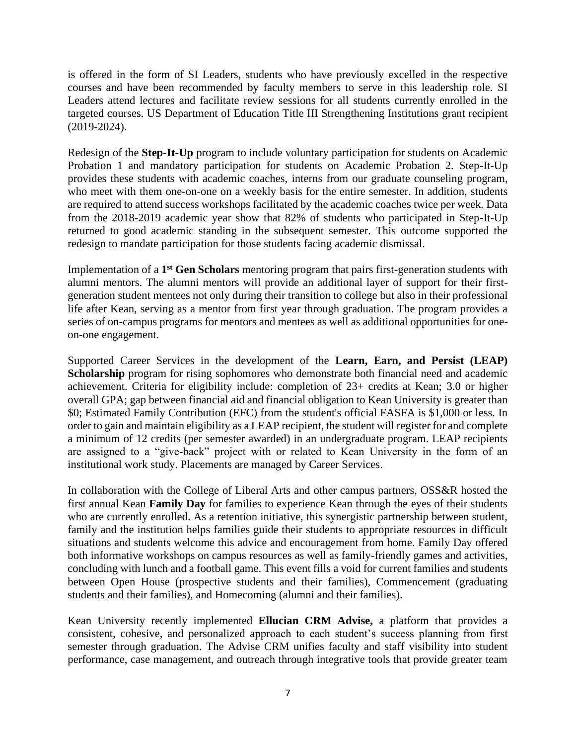is offered in the form of SI Leaders, students who have previously excelled in the respective courses and have been recommended by faculty members to serve in this leadership role. SI Leaders attend lectures and facilitate review sessions for all students currently enrolled in the targeted courses. US Department of Education Title III Strengthening Institutions grant recipient (2019-2024).

Redesign of the **Step-It-Up** program to include voluntary participation for students on Academic Probation 1 and mandatory participation for students on Academic Probation 2. Step-It-Up provides these students with academic coaches, interns from our graduate counseling program, who meet with them one-on-one on a weekly basis for the entire semester. In addition, students are required to attend success workshops facilitated by the academic coaches twice per week. Data from the 2018-2019 academic year show that 82% of students who participated in Step-It-Up returned to good academic standing in the subsequent semester. This outcome supported the redesign to mandate participation for those students facing academic dismissal.

Implementation of a **1st Gen Scholars** mentoring program that pairs first-generation students with alumni mentors. The alumni mentors will provide an additional layer of support for their first-generation student mentees not only during their transition to college but also in their professional life after Kean, serving as a mentor from first year through graduation. The program provides a series of on-campus programs for mentors and mentees as well as additional opportunities for one-on-one engagement.

Supported Career Services in the development of the **Learn, Earn, and Persist (LEAP) Scholarship** program for rising sophomores who demonstrate both financial need and academic achievement. Criteria for eligibility include: completion of 23+ credits at Kean; 3.0 or higher overall GPA; gap between financial aid and financial obligation to Kean University is greater than $0; Estimated Family Contribution (EFC) from the student's official FASFA is $1,000 or less. In order to gain and maintain eligibility as a LEAP recipient, the student will register for and complete a minimum of 12 credits (per semester awarded) in an undergraduate program. LEAP recipients are assigned to a “give-back” project with or related to Kean University in the form of an institutional work study. Placements are managed by Career Services.

In collaboration with the College of Liberal Arts and other campus partners, OSS&R hosted the first annual Kean **Family Day** for families to experience Kean through the eyes of their students who are currently enrolled. As a retention initiative, this synergistic partnership between student, family and the institution helps families guide their students to appropriate resources in difficult situations and students welcome this advice and encouragement from home. Family Day offered both informative workshops on campus resources as well as family-friendly games and activities, concluding with lunch and a football game. This event fills a void for current families and students between Open House (prospective students and their families), Commencement (graduating students and their families), and Homecoming (alumni and their families).

Kean University recently implemented **Ellucian CRM Advise,** a platform that provides a consistent, cohesive, and personalized approach to each student’s success planning from first semester through graduation. The Advise CRM unifies faculty and staff visibility into student performance, case management, and outreach through integrative tools that provide greater team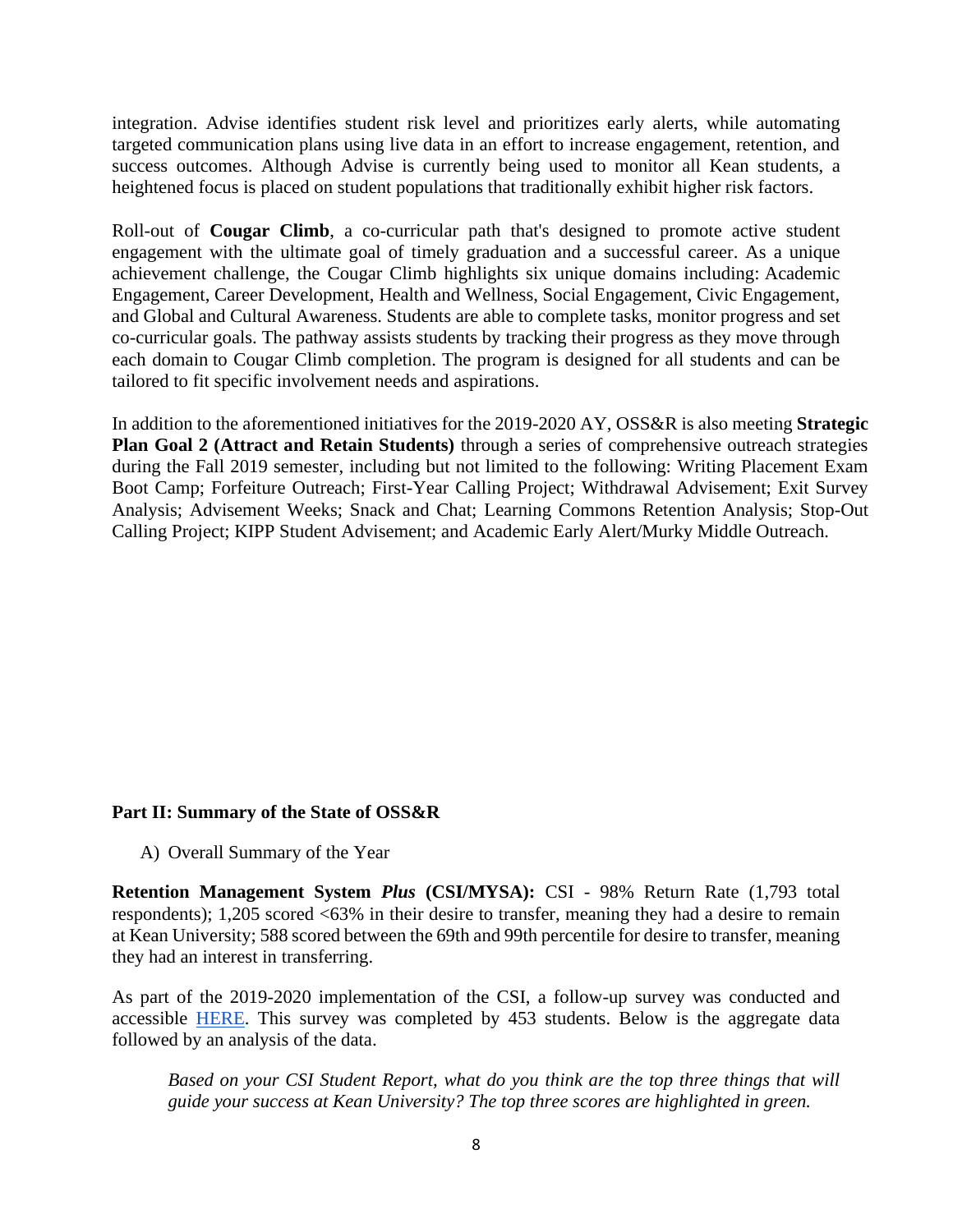integration. Advise identifies student risk level and prioritizes early alerts, while automating targeted communication plans using live data in an effort to increase engagement, retention, and success outcomes. Although Advise is currently being used to monitor all Kean students, a heightened focus is placed on student populations that traditionally exhibit higher risk factors.

Roll-out of **Cougar Climb**, a co-curricular path that's designed to promote active student engagement with the ultimate goal of timely graduation and a successful career. As a unique achievement challenge, the Cougar Climb highlights six unique domains including: Academic Engagement, Career Development, Health and Wellness, Social Engagement, Civic Engagement, and Global and Cultural Awareness. Students are able to complete tasks, monitor progress and set co-curricular goals. The pathway assists students by tracking their progress as they move through each domain to Cougar Climb completion. The program is designed for all students and can be tailored to fit specific involvement needs and aspirations.

In addition to the aforementioned initiatives for the 2019-2020 AY, OSS&R is also meeting **Strategic Plan Goal 2 (Attract and Retain Students)** through a series of comprehensive outreach strategies during the Fall 2019 semester, including but not limited to the following: Writing Placement Exam Boot Camp; Forfeiture Outreach; First-Year Calling Project; Withdrawal Advisement; Exit Survey Analysis; Advisement Weeks; Snack and Chat; Learning Commons Retention Analysis; Stop-Out Calling Project; KIPP Student Advisement; and Academic Early Alert/Murky Middle Outreach.

## Part II: Summary of the State of OSS&R

A) Overall Summary of the Year

**Retention Management System *Plus* (CSI/MYSA):** CSI - 98% Return Rate (1,793 total respondents); 1,205 scored <63% in their desire to transfer, meaning they had a desire to remain at Kean University; 588 scored between the 69th and 99th percentile for desire to transfer, meaning they had an interest in transferring.

As part of the 2019-2020 implementation of the CSI, a follow-up survey was conducted and accessible HERE. This survey was completed by 453 students. Below is the aggregate data followed by an analysis of the data.

*Based on your CSI Student Report, what do you think are the top three things that will guide your success at Kean University? The top three scores are highlighted in green.*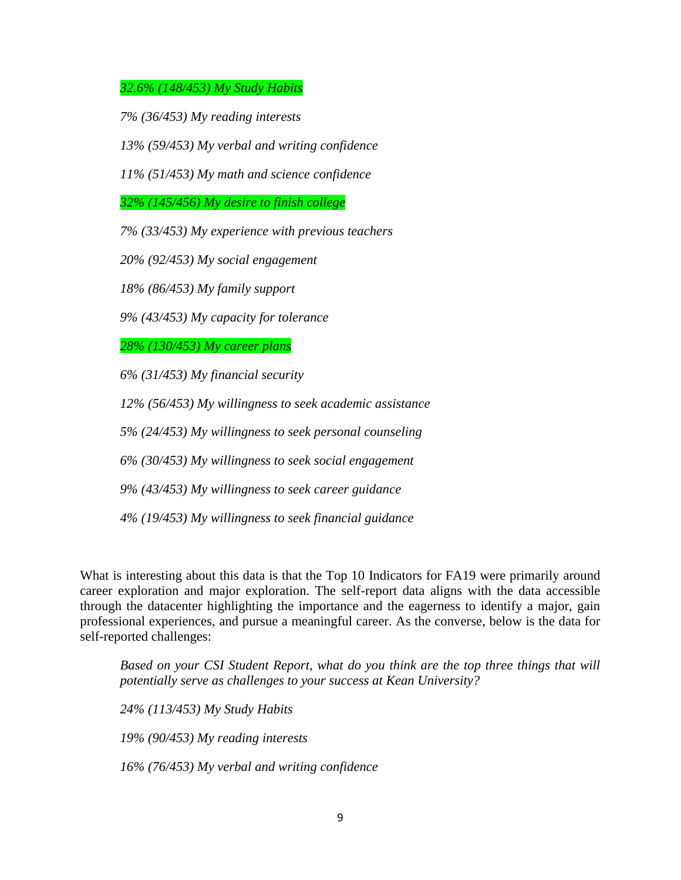*32.6% (148/453) My Study Habits*

*7% (36/453) My reading interests*

*13% (59/453) My verbal and writing confidence*

*11% (51/453) My math and science confidence*

*32% (145/456) My desire to finish college*

*7% (33/453) My experience with previous teachers*

*20% (92/453) My social engagement*

*18% (86/453) My family support*

*9% (43/453) My capacity for tolerance*

*28% (130/453) My career plans*

*6% (31/453) My financial security*

*12% (56/453) My willingness to seek academic assistance*

*5% (24/453) My willingness to seek personal counseling*

*6% (30/453) My willingness to seek social engagement*

*9% (43/453) My willingness to seek career guidance*

*4% (19/453) My willingness to seek financial guidance*

What is interesting about this data is that the Top 10 Indicators for FA19 were primarily around career exploration and major exploration. The self-report data aligns with the data accessible through the datacenter highlighting the importance and the eagerness to identify a major, gain professional experiences, and pursue a meaningful career. As the converse, below is the data for self-reported challenges:

*Based on your CSI Student Report, what do you think are the top three things that will potentially serve as challenges to your success at Kean University?*

*24% (113/453) My Study Habits*

*19% (90/453) My reading interests*

*16% (76/453) My verbal and writing confidence*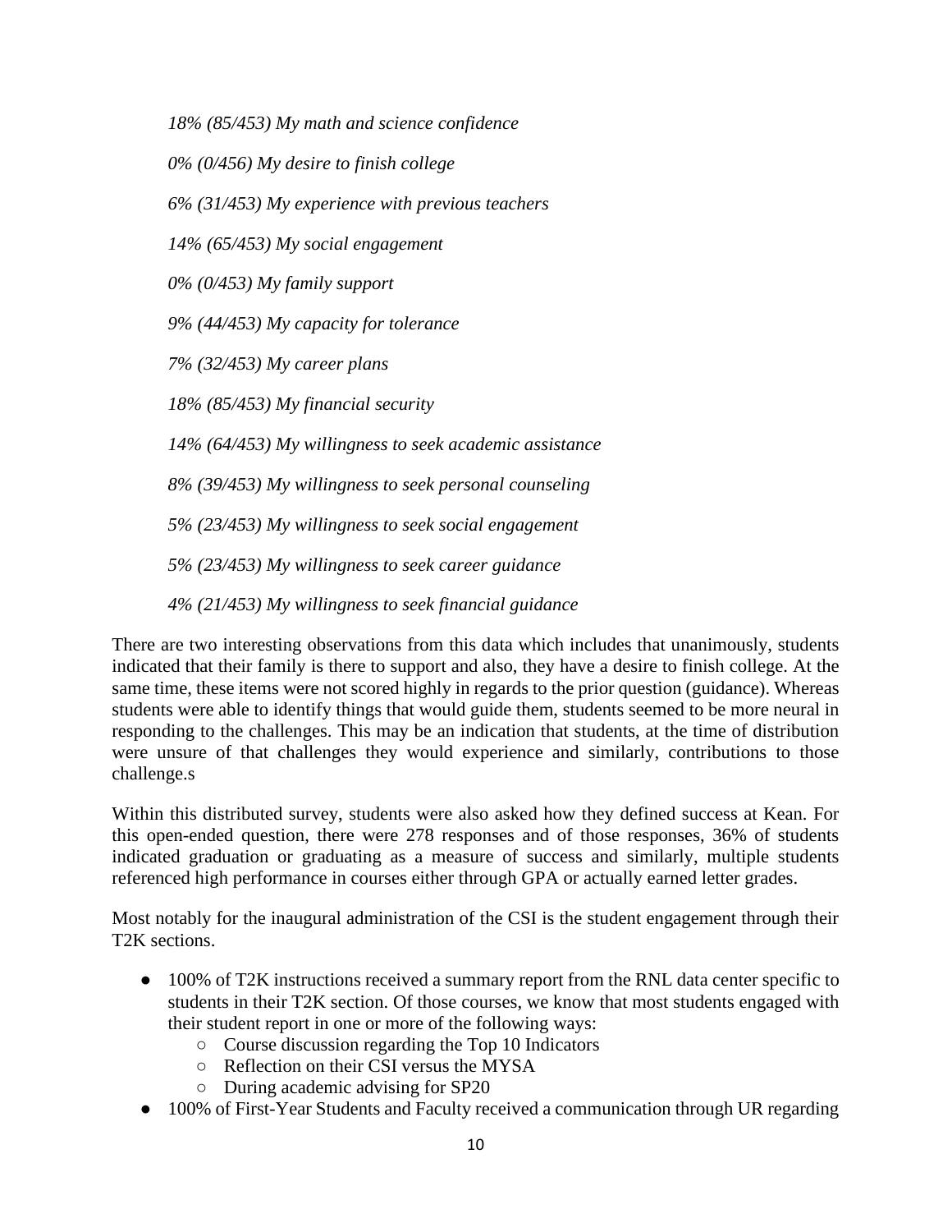*18% (85/453) My math and science confidence*

*0% (0/456) My desire to finish college*

*6% (31/453) My experience with previous teachers*

*14% (65/453) My social engagement*

*0% (0/453) My family support*

*9% (44/453) My capacity for tolerance*

*7% (32/453) My career plans*

*18% (85/453) My financial security*

*14% (64/453) My willingness to seek academic assistance*

*8% (39/453) My willingness to seek personal counseling*

*5% (23/453) My willingness to seek social engagement*

*5% (23/453) My willingness to seek career guidance*

*4% (21/453) My willingness to seek financial guidance*

There are two interesting observations from this data which includes that unanimously, students indicated that their family is there to support and also, they have a desire to finish college. At the same time, these items were not scored highly in regards to the prior question (guidance). Whereas students were able to identify things that would guide them, students seemed to be more neural in responding to the challenges. This may be an indication that students, at the time of distribution were unsure of that challenges they would experience and similarly, contributions to those challenge.s

Within this distributed survey, students were also asked how they defined success at Kean. For this open-ended question, there were 278 responses and of those responses, 36% of students indicated graduation or graduating as a measure of success and similarly, multiple students referenced high performance in courses either through GPA or actually earned letter grades.

Most notably for the inaugural administration of the CSI is the student engagement through their T2K sections.

- 100% of T2K instructions received a summary report from the RNL data center specific to students in their T2K section. Of those courses, we know that most students engaged with their student report in one or more of the following ways:
    - Course discussion regarding the Top 10 Indicators
    - Reflection on their CSI versus the MYSA
    - During academic advising for SP20
- 100% of First-Year Students and Faculty received a communication through UR regarding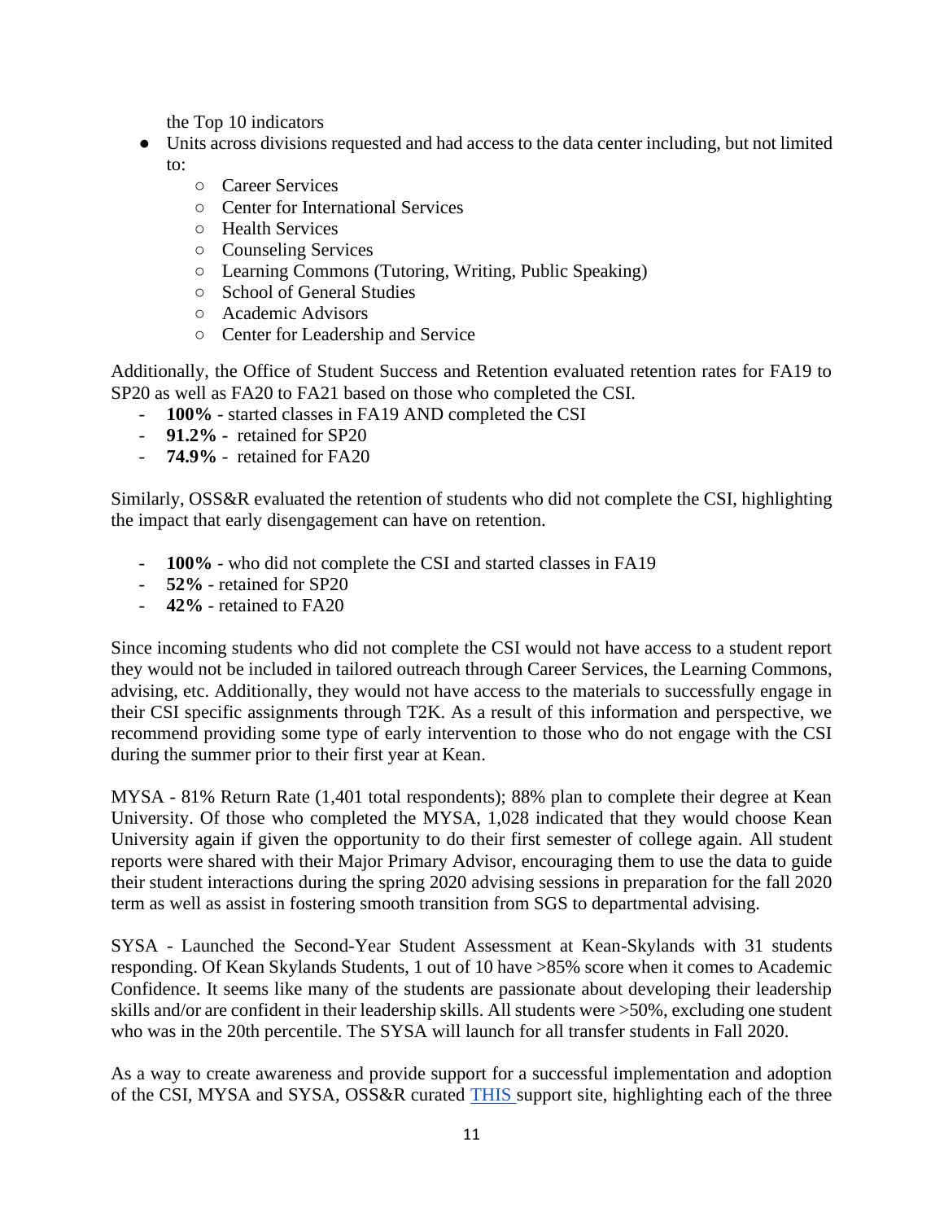the Top 10 indicators

- Units across divisions requested and had access to the data center including, but not limited to:
    - Career Services
    - Center for International Services
    - Health Services
    - Counseling Services
    - Learning Commons (Tutoring, Writing, Public Speaking)
    - School of General Studies
    - Academic Advisors
    - Center for Leadership and Service

Additionally, the Office of Student Success and Retention evaluated retention rates for FA19 to SP20 as well as FA20 to FA21 based on those who completed the CSI.

- **100%** - started classes in FA19 AND completed the CSI
- **91.2% -** retained for SP20
- **74.9%** - retained for FA20

Similarly, OSS&R evaluated the retention of students who did not complete the CSI, highlighting the impact that early disengagement can have on retention.

- **100%** - who did not complete the CSI and started classes in FA19
- **52%** - retained for SP20
- **42%** - retained to FA20

Since incoming students who did not complete the CSI would not have access to a student report they would not be included in tailored outreach through Career Services, the Learning Commons, advising, etc. Additionally, they would not have access to the materials to successfully engage in their CSI specific assignments through T2K. As a result of this information and perspective, we recommend providing some type of early intervention to those who do not engage with the CSI during the summer prior to their first year at Kean.

MYSA - 81% Return Rate (1,401 total respondents); 88% plan to complete their degree at Kean University. Of those who completed the MYSA, 1,028 indicated that they would choose Kean University again if given the opportunity to do their first semester of college again. All student reports were shared with their Major Primary Advisor, encouraging them to use the data to guide their student interactions during the spring 2020 advising sessions in preparation for the fall 2020 term as well as assist in fostering smooth transition from SGS to departmental advising.

SYSA - Launched the Second-Year Student Assessment at Kean-Skylands with 31 students responding. Of Kean Skylands Students, 1 out of 10 have >85% score when it comes to Academic Confidence. It seems like many of the students are passionate about developing their leadership skills and/or are confident in their leadership skills. All students were >50%, excluding one student who was in the 20th percentile. The SYSA will launch for all transfer students in Fall 2020.

As a way to create awareness and provide support for a successful implementation and adoption of the CSI, MYSA and SYSA, OSS&R curated THIS support site, highlighting each of the three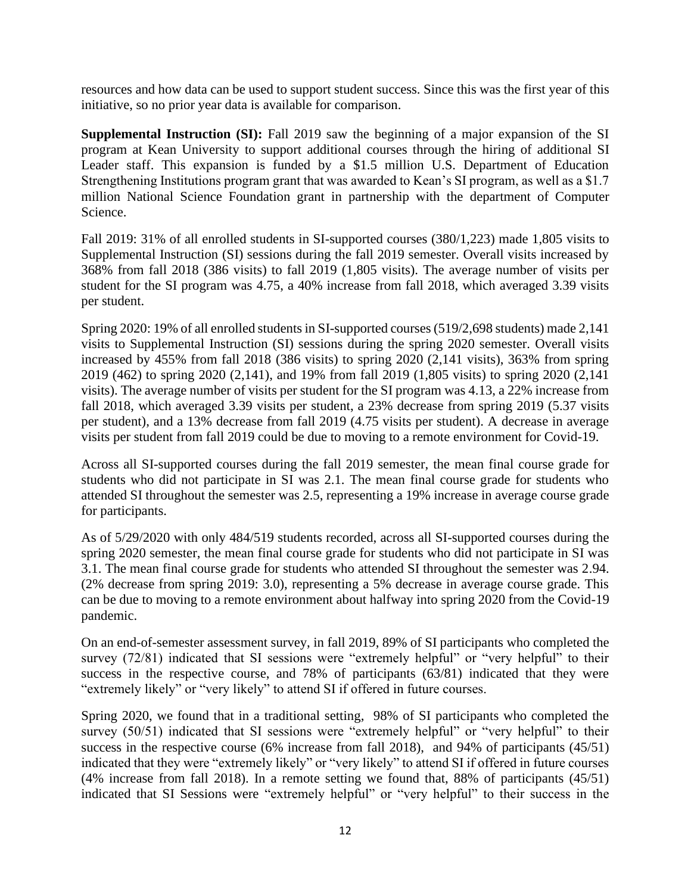resources and how data can be used to support student success. Since this was the first year of this initiative, so no prior year data is available for comparison.

**Supplemental Instruction (SI):** Fall 2019 saw the beginning of a major expansion of the SI program at Kean University to support additional courses through the hiring of additional SI Leader staff. This expansion is funded by a $1.5 million U.S. Department of Education Strengthening Institutions program grant that was awarded to Kean's SI program, as well as a $1.7 million National Science Foundation grant in partnership with the department of Computer Science.

Fall 2019: 31% of all enrolled students in SI-supported courses (380/1,223) made 1,805 visits to Supplemental Instruction (SI) sessions during the fall 2019 semester. Overall visits increased by 368% from fall 2018 (386 visits) to fall 2019 (1,805 visits). The average number of visits per student for the SI program was 4.75, a 40% increase from fall 2018, which averaged 3.39 visits per student.

Spring 2020: 19% of all enrolled students in SI-supported courses (519/2,698 students) made 2,141 visits to Supplemental Instruction (SI) sessions during the spring 2020 semester. Overall visits increased by 455% from fall 2018 (386 visits) to spring 2020 (2,141 visits), 363% from spring 2019 (462) to spring 2020 (2,141), and 19% from fall 2019 (1,805 visits) to spring 2020 (2,141 visits). The average number of visits per student for the SI program was 4.13, a 22% increase from fall 2018, which averaged 3.39 visits per student, a 23% decrease from spring 2019 (5.37 visits per student), and a 13% decrease from fall 2019 (4.75 visits per student). A decrease in average visits per student from fall 2019 could be due to moving to a remote environment for Covid-19.

Across all SI-supported courses during the fall 2019 semester, the mean final course grade for students who did not participate in SI was 2.1. The mean final course grade for students who attended SI throughout the semester was 2.5, representing a 19% increase in average course grade for participants.

As of 5/29/2020 with only 484/519 students recorded, across all SI-supported courses during the spring 2020 semester, the mean final course grade for students who did not participate in SI was 3.1. The mean final course grade for students who attended SI throughout the semester was 2.94. (2% decrease from spring 2019: 3.0), representing a 5% decrease in average course grade. This can be due to moving to a remote environment about halfway into spring 2020 from the Covid-19 pandemic.

On an end-of-semester assessment survey, in fall 2019, 89% of SI participants who completed the survey (72/81) indicated that SI sessions were "extremely helpful" or "very helpful" to their success in the respective course, and 78% of participants (63/81) indicated that they were "extremely likely" or "very likely" to attend SI if offered in future courses.

Spring 2020, we found that in a traditional setting, 98% of SI participants who completed the survey (50/51) indicated that SI sessions were "extremely helpful" or "very helpful" to their success in the respective course (6% increase from fall 2018), and 94% of participants (45/51) indicated that they were "extremely likely" or "very likely" to attend SI if offered in future courses (4% increase from fall 2018). In a remote setting we found that, 88% of participants (45/51) indicated that SI Sessions were "extremely helpful" or "very helpful" to their success in the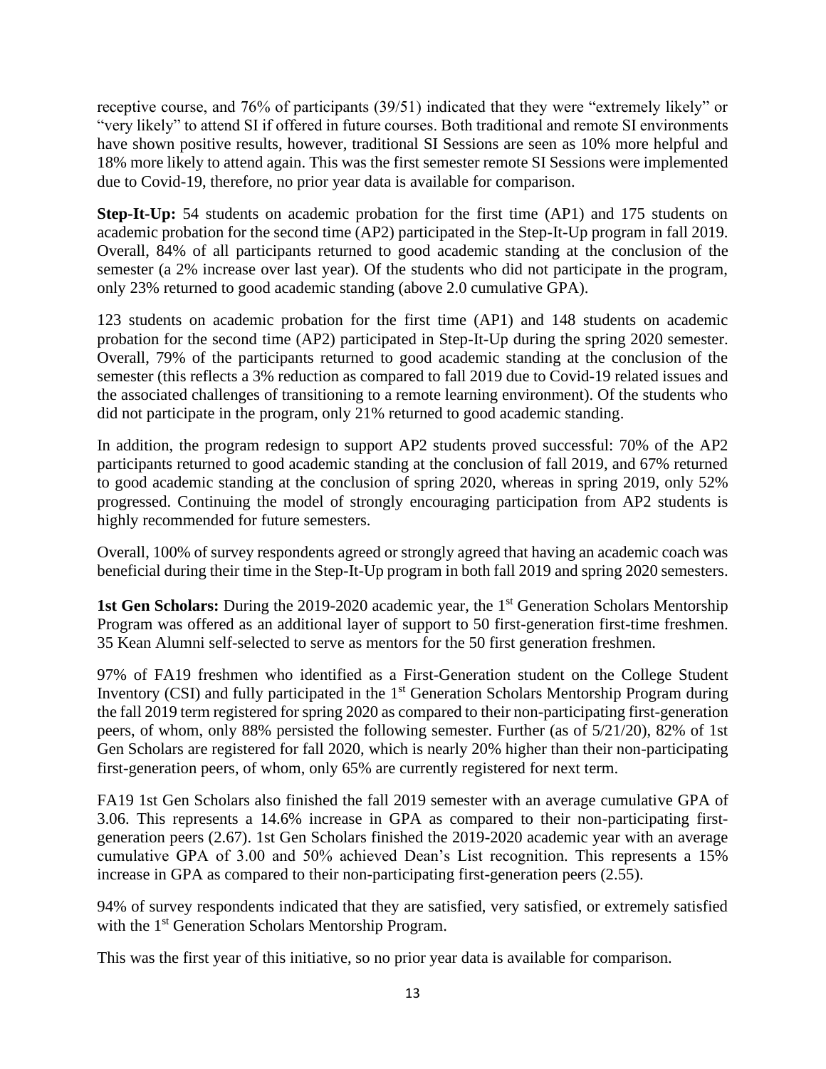receptive course, and 76% of participants (39/51) indicated that they were "extremely likely" or "very likely" to attend SI if offered in future courses. Both traditional and remote SI environments have shown positive results, however, traditional SI Sessions are seen as 10% more helpful and 18% more likely to attend again. This was the first semester remote SI Sessions were implemented due to Covid-19, therefore, no prior year data is available for comparison.

**Step-It-Up:** 54 students on academic probation for the first time (AP1) and 175 students on academic probation for the second time (AP2) participated in the Step-It-Up program in fall 2019. Overall, 84% of all participants returned to good academic standing at the conclusion of the semester (a 2% increase over last year). Of the students who did not participate in the program, only 23% returned to good academic standing (above 2.0 cumulative GPA).

123 students on academic probation for the first time (AP1) and 148 students on academic probation for the second time (AP2) participated in Step-It-Up during the spring 2020 semester. Overall, 79% of the participants returned to good academic standing at the conclusion of the semester (this reflects a 3% reduction as compared to fall 2019 due to Covid-19 related issues and the associated challenges of transitioning to a remote learning environment). Of the students who did not participate in the program, only 21% returned to good academic standing.

In addition, the program redesign to support AP2 students proved successful: 70% of the AP2 participants returned to good academic standing at the conclusion of fall 2019, and 67% returned to good academic standing at the conclusion of spring 2020, whereas in spring 2019, only 52% progressed. Continuing the model of strongly encouraging participation from AP2 students is highly recommended for future semesters.

Overall, 100% of survey respondents agreed or strongly agreed that having an academic coach was beneficial during their time in the Step-It-Up program in both fall 2019 and spring 2020 semesters.

**1st Gen Scholars:** During the 2019-2020 academic year, the 1st Generation Scholars Mentorship Program was offered as an additional layer of support to 50 first-generation first-time freshmen. 35 Kean Alumni self-selected to serve as mentors for the 50 first generation freshmen.

97% of FA19 freshmen who identified as a First-Generation student on the College Student Inventory (CSI) and fully participated in the 1st Generation Scholars Mentorship Program during the fall 2019 term registered for spring 2020 as compared to their non-participating first-generation peers, of whom, only 88% persisted the following semester. Further (as of 5/21/20), 82% of 1st Gen Scholars are registered for fall 2020, which is nearly 20% higher than their non-participating first-generation peers, of whom, only 65% are currently registered for next term.

FA19 1st Gen Scholars also finished the fall 2019 semester with an average cumulative GPA of 3.06. This represents a 14.6% increase in GPA as compared to their non-participating first-generation peers (2.67). 1st Gen Scholars finished the 2019-2020 academic year with an average cumulative GPA of 3.00 and 50% achieved Dean's List recognition. This represents a 15% increase in GPA as compared to their non-participating first-generation peers (2.55).

94% of survey respondents indicated that they are satisfied, very satisfied, or extremely satisfied with the 1st Generation Scholars Mentorship Program.

This was the first year of this initiative, so no prior year data is available for comparison.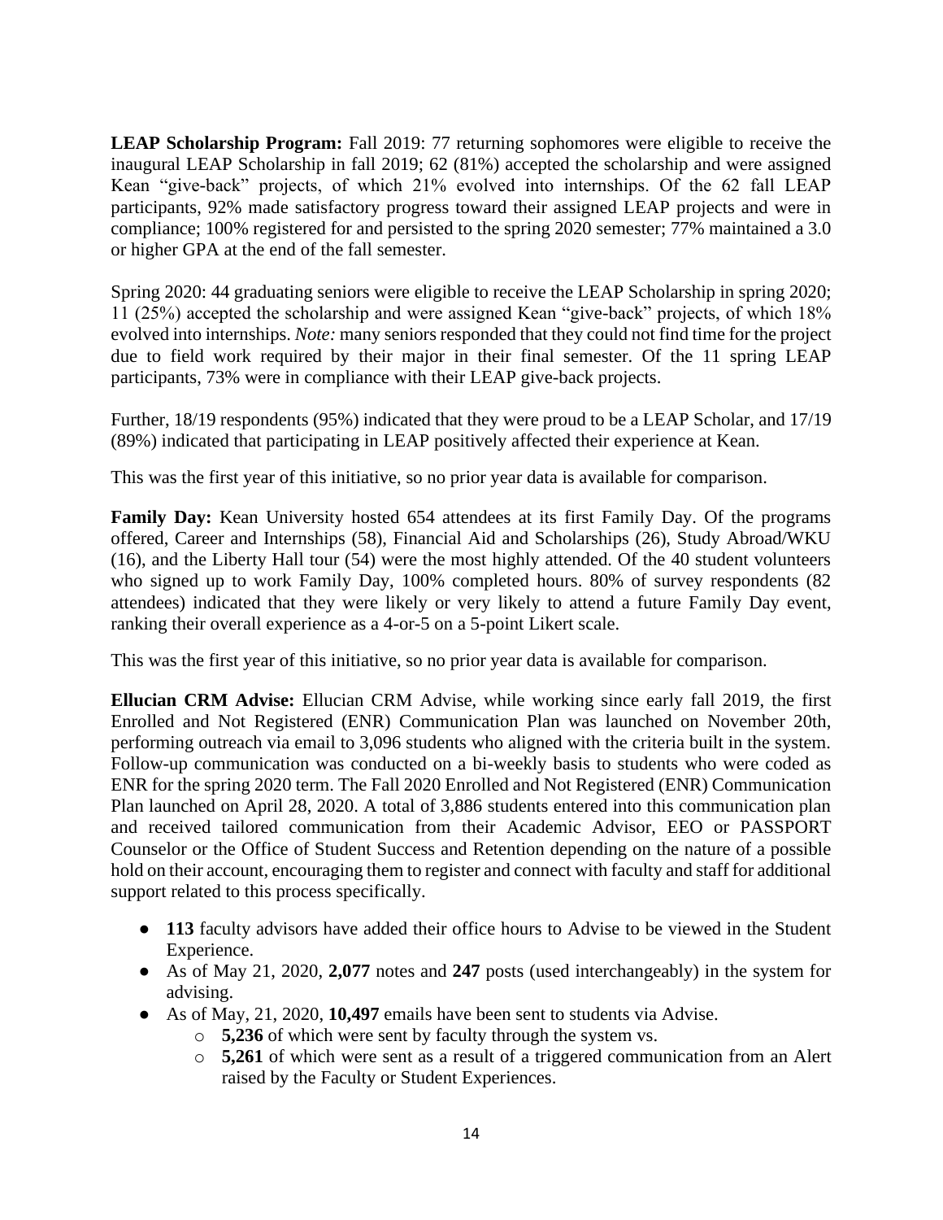**LEAP Scholarship Program:** Fall 2019: 77 returning sophomores were eligible to receive the inaugural LEAP Scholarship in fall 2019; 62 (81%) accepted the scholarship and were assigned Kean "give-back" projects, of which 21% evolved into internships. Of the 62 fall LEAP participants, 92% made satisfactory progress toward their assigned LEAP projects and were in compliance; 100% registered for and persisted to the spring 2020 semester; 77% maintained a 3.0 or higher GPA at the end of the fall semester.

Spring 2020: 44 graduating seniors were eligible to receive the LEAP Scholarship in spring 2020; 11 (25%) accepted the scholarship and were assigned Kean "give-back" projects, of which 18% evolved into internships. *Note:* many seniors responded that they could not find time for the project due to field work required by their major in their final semester. Of the 11 spring LEAP participants, 73% were in compliance with their LEAP give-back projects.

Further, 18/19 respondents (95%) indicated that they were proud to be a LEAP Scholar, and 17/19 (89%) indicated that participating in LEAP positively affected their experience at Kean.

This was the first year of this initiative, so no prior year data is available for comparison.

**Family Day:** Kean University hosted 654 attendees at its first Family Day. Of the programs offered, Career and Internships (58), Financial Aid and Scholarships (26), Study Abroad/WKU (16), and the Liberty Hall tour (54) were the most highly attended. Of the 40 student volunteers who signed up to work Family Day, 100% completed hours. 80% of survey respondents (82 attendees) indicated that they were likely or very likely to attend a future Family Day event, ranking their overall experience as a 4-or-5 on a 5-point Likert scale.

This was the first year of this initiative, so no prior year data is available for comparison.

**Ellucian CRM Advise:** Ellucian CRM Advise, while working since early fall 2019, the first Enrolled and Not Registered (ENR) Communication Plan was launched on November 20th, performing outreach via email to 3,096 students who aligned with the criteria built in the system. Follow-up communication was conducted on a bi-weekly basis to students who were coded as ENR for the spring 2020 term. The Fall 2020 Enrolled and Not Registered (ENR) Communication Plan launched on April 28, 2020. A total of 3,886 students entered into this communication plan and received tailored communication from their Academic Advisor, EEO or PASSPORT Counselor or the Office of Student Success and Retention depending on the nature of a possible hold on their account, encouraging them to register and connect with faculty and staff for additional support related to this process specifically.

- **113** faculty advisors have added their office hours to Advise to be viewed in the Student Experience.
- As of May 21, 2020, **2,077** notes and **247** posts (used interchangeably) in the system for advising.
- As of May, 21, 2020, **10,497** emails have been sent to students via Advise.
  - **5,236** of which were sent by faculty through the system vs.
  - **5,261** of which were sent as a result of a triggered communication from an Alert raised by the Faculty or Student Experiences.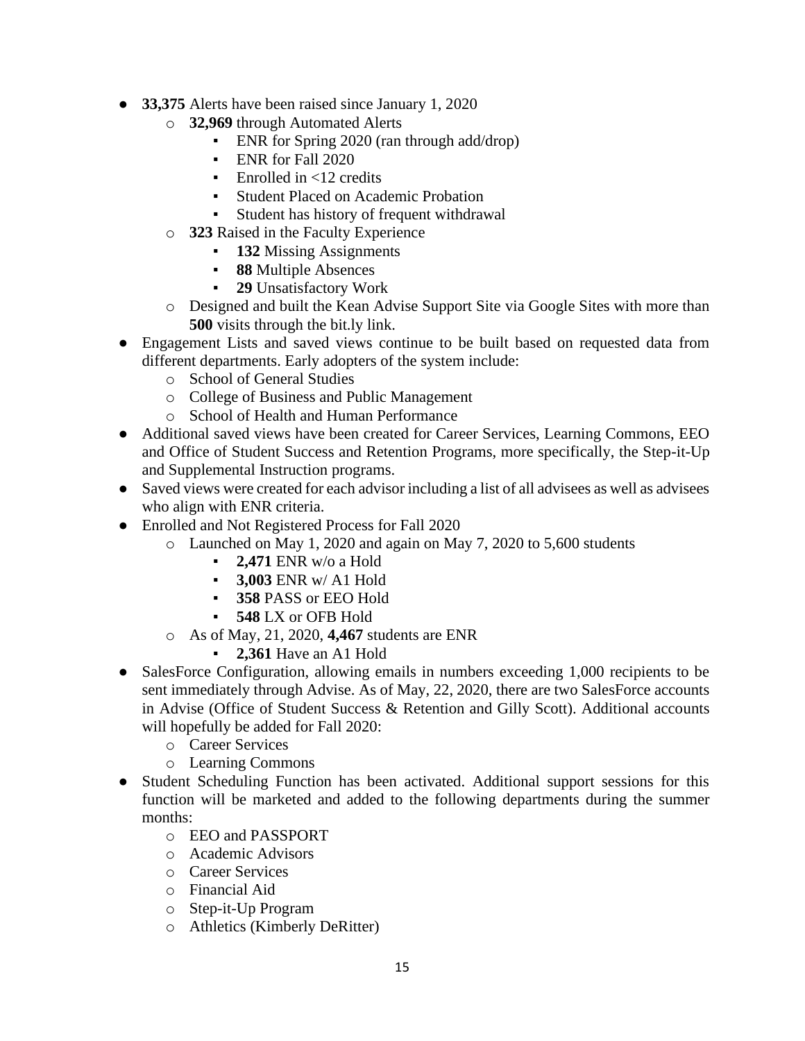- **33,375** Alerts have been raised since January 1, 2020
  - **32,969** through Automated Alerts
    - ENR for Spring 2020 (ran through add/drop)
    - ENR for Fall 2020
    - Enrolled in <12 credits
    - Student Placed on Academic Probation
    - Student has history of frequent withdrawal
  - **323** Raised in the Faculty Experience
    - **132** Missing Assignments
    - **88** Multiple Absences
    - **29** Unsatisfactory Work
  - Designed and built the Kean Advise Support Site via Google Sites with more than **500** visits through the bit.ly link.
- Engagement Lists and saved views continue to be built based on requested data from different departments. Early adopters of the system include:
  - School of General Studies
  - College of Business and Public Management
  - School of Health and Human Performance
- Additional saved views have been created for Career Services, Learning Commons, EEO and Office of Student Success and Retention Programs, more specifically, the Step-it-Up and Supplemental Instruction programs.
- Saved views were created for each advisor including a list of all advisees as well as advisees who align with ENR criteria.
- Enrolled and Not Registered Process for Fall 2020
  - Launched on May 1, 2020 and again on May 7, 2020 to 5,600 students
    - **2,471** ENR w/o a Hold
    - **3,003** ENR w/ A1 Hold
    - **358** PASS or EEO Hold
    - **548** LX or OFB Hold
  - As of May, 21, 2020, **4,467** students are ENR
    - **2,361** Have an A1 Hold
- SalesForce Configuration, allowing emails in numbers exceeding 1,000 recipients to be sent immediately through Advise. As of May, 22, 2020, there are two SalesForce accounts in Advise (Office of Student Success & Retention and Gilly Scott). Additional accounts will hopefully be added for Fall 2020:
  - Career Services
  - Learning Commons
- Student Scheduling Function has been activated. Additional support sessions for this function will be marketed and added to the following departments during the summer months:
  - EEO and PASSPORT
  - Academic Advisors
  - Career Services
  - Financial Aid
  - Step-it-Up Program
  - Athletics (Kimberly DeRitter)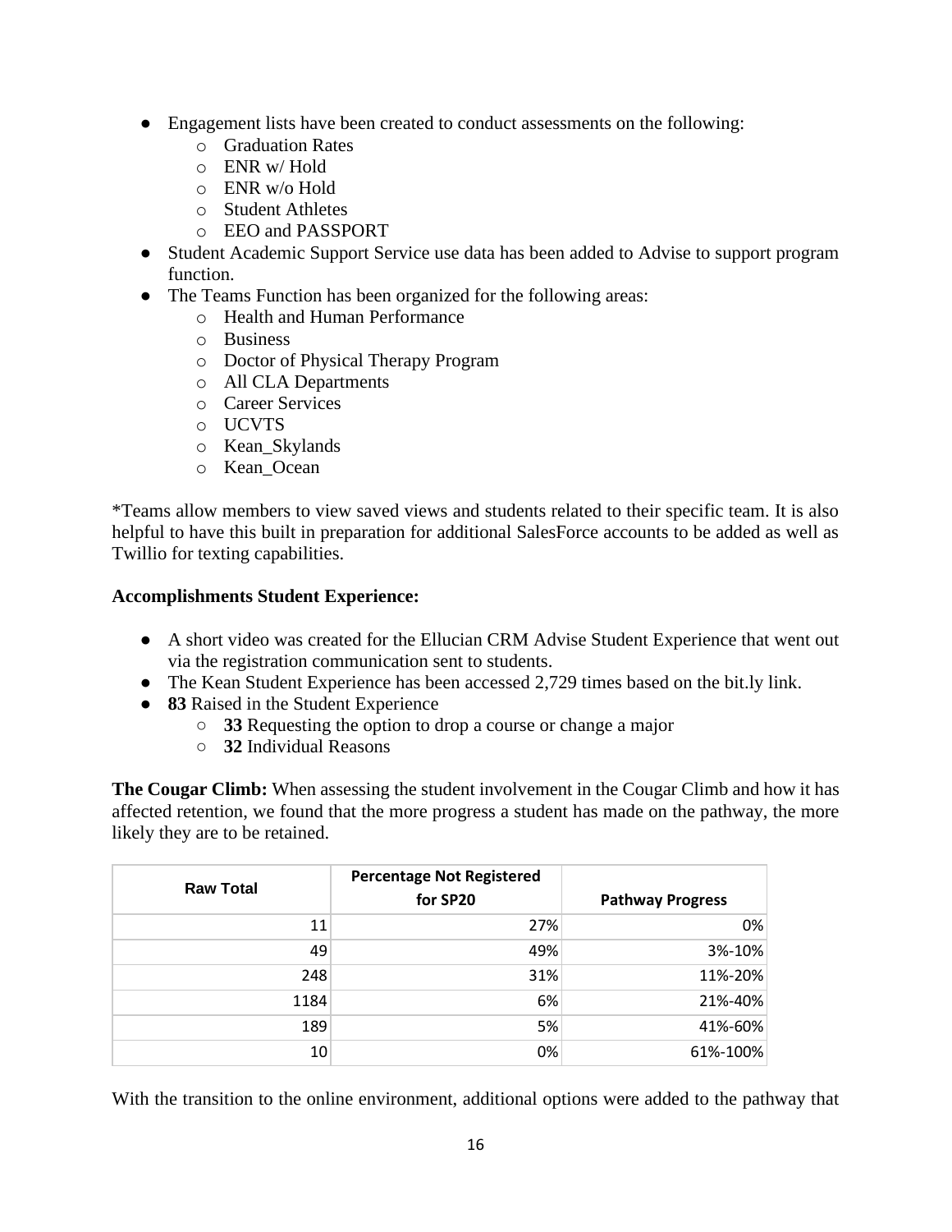- Engagement lists have been created to conduct assessments on the following:
  - Graduation Rates
  - ENR w/ Hold
  - ENR w/o Hold
  - Student Athletes
  - EEO and PASSPORT
- Student Academic Support Service use data has been added to Advise to support program function.
- The Teams Function has been organized for the following areas:
  - Health and Human Performance
  - Business
  - Doctor of Physical Therapy Program
  - All CLA Departments
  - Career Services
  - UCVTS
  - Kean_Skylands
  - Kean_Ocean

*Teams allow members to view saved views and students related to their specific team. It is also helpful to have this built in preparation for additional SalesForce accounts to be added as well as Twillio for texting capabilities.

**Accomplishments Student Experience:**

- A short video was created for the Ellucian CRM Advise Student Experience that went out via the registration communication sent to students.
- The Kean Student Experience has been accessed 2,729 times based on the bit.ly link.
- **83** Raised in the Student Experience
  - **33** Requesting the option to drop a course or change a major
  - **32** Individual Reasons

**The Cougar Climb:** When assessing the student involvement in the Cougar Climb and how it has affected retention, we found that the more progress a student has made on the pathway, the more likely they are to be retained.

| Raw Total | Percentage Not Registered for SP20 | Pathway Progress |
|---:|---:|---:|
| 11 | 27% | 0% |
| 49 | 49% | 3%-10% |
| 248 | 31% | 11%-20% |
| 1184 | 6% | 21%-40% |
| 189 | 5% | 41%-60% |
| 10 | 0% | 61%-100% |

With the transition to the online environment, additional options were added to the pathway that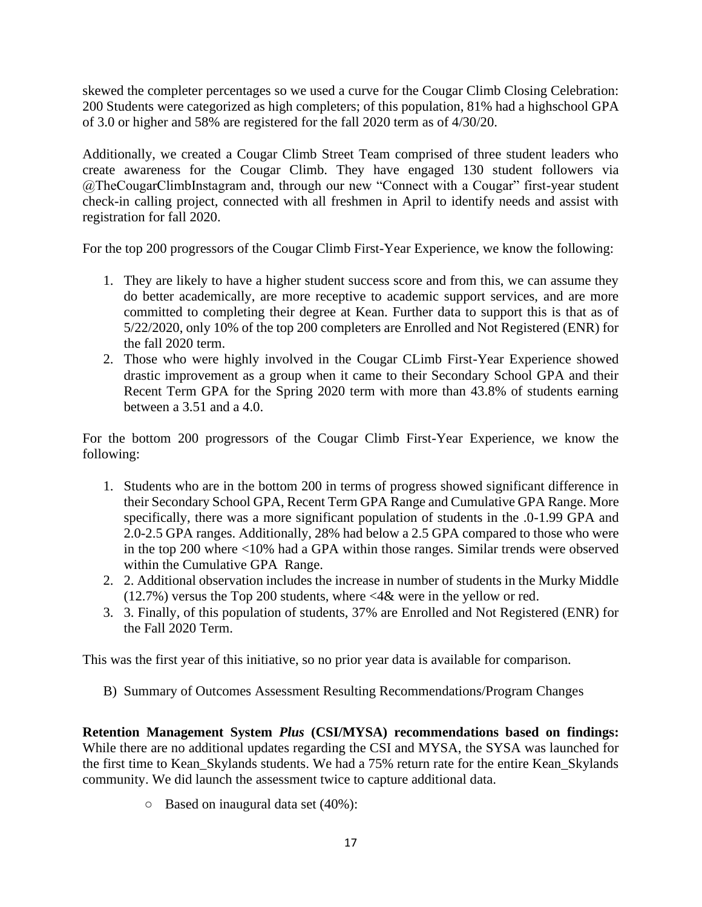skewed the completer percentages so we used a curve for the Cougar Climb Closing Celebration: 200 Students were categorized as high completers; of this population, 81% had a highschool GPA of 3.0 or higher and 58% are registered for the fall 2020 term as of 4/30/20.

Additionally, we created a Cougar Climb Street Team comprised of three student leaders who create awareness for the Cougar Climb. They have engaged 130 student followers via @TheCougarClimbInstagram and, through our new "Connect with a Cougar" first-year student check-in calling project, connected with all freshmen in April to identify needs and assist with registration for fall 2020.

For the top 200 progressors of the Cougar Climb First-Year Experience, we know the following:

1. They are likely to have a higher student success score and from this, we can assume they do better academically, are more receptive to academic support services, and are more committed to completing their degree at Kean. Further data to support this is that as of 5/22/2020, only 10% of the top 200 completers are Enrolled and Not Registered (ENR) for the fall 2020 term.
2. Those who were highly involved in the Cougar CLimb First-Year Experience showed drastic improvement as a group when it came to their Secondary School GPA and their Recent Term GPA for the Spring 2020 term with more than 43.8% of students earning between a 3.51 and a 4.0.

For the bottom 200 progressors of the Cougar Climb First-Year Experience, we know the following:

1. Students who are in the bottom 200 in terms of progress showed significant difference in their Secondary School GPA, Recent Term GPA Range and Cumulative GPA Range. More specifically, there was a more significant population of students in the .0-1.99 GPA and 2.0-2.5 GPA ranges. Additionally, 28% had below a 2.5 GPA compared to those who were in the top 200 where <10% had a GPA within those ranges. Similar trends were observed within the Cumulative GPA Range.
2. 2. Additional observation includes the increase in number of students in the Murky Middle (12.7%) versus the Top 200 students, where <4& were in the yellow or red.
3. 3. Finally, of this population of students, 37% are Enrolled and Not Registered (ENR) for the Fall 2020 Term.

This was the first year of this initiative, so no prior year data is available for comparison.

B) Summary of Outcomes Assessment Resulting Recommendations/Program Changes

**Retention Management System *Plus* (CSI/MYSA) recommendations based on findings:** While there are no additional updates regarding the CSI and MYSA, the SYSA was launched for the first time to Kean_Skylands students. We had a 75% return rate for the entire Kean_Skylands community. We did launch the assessment twice to capture additional data.

- Based on inaugural data set (40%):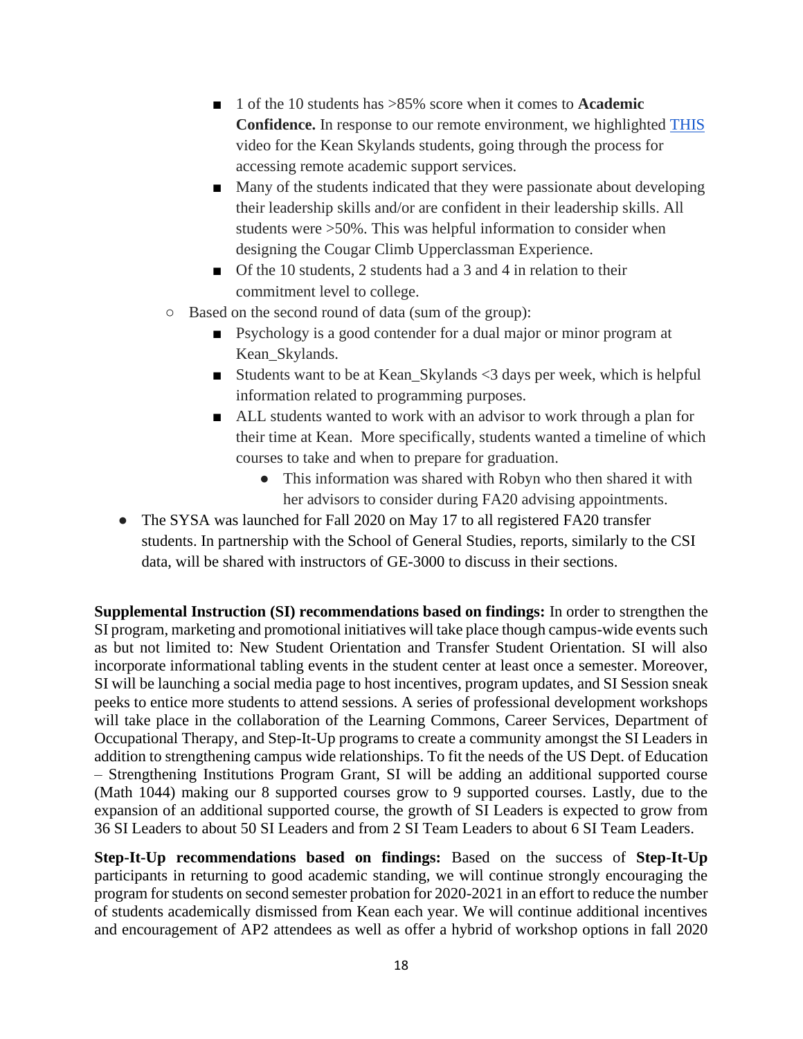- 1 of the 10 students has >85% score when it comes to **Academic Confidence.** In response to our remote environment, we highlighted THIS video for the Kean Skylands students, going through the process for accessing remote academic support services.
        - Many of the students indicated that they were passionate about developing their leadership skills and/or are confident in their leadership skills. All students were >50%. This was helpful information to consider when designing the Cougar Climb Upperclassman Experience.
        - Of the 10 students, 2 students had a 3 and 4 in relation to their commitment level to college.
    - Based on the second round of data (sum of the group):
        - Psychology is a good contender for a dual major or minor program at Kean_Skylands.
        - Students want to be at Kean_Skylands <3 days per week, which is helpful information related to programming purposes.
        - ALL students wanted to work with an advisor to work through a plan for their time at Kean. More specifically, students wanted a timeline of which courses to take and when to prepare for graduation.
            - This information was shared with Robyn who then shared it with her advisors to consider during FA20 advising appointments.
- The SYSA was launched for Fall 2020 on May 17 to all registered FA20 transfer students. In partnership with the School of General Studies, reports, similarly to the CSI data, will be shared with instructors of GE-3000 to discuss in their sections.

**Supplemental Instruction (SI) recommendations based on findings:** In order to strengthen the SI program, marketing and promotional initiatives will take place though campus-wide events such as but not limited to: New Student Orientation and Transfer Student Orientation. SI will also incorporate informational tabling events in the student center at least once a semester. Moreover, SI will be launching a social media page to host incentives, program updates, and SI Session sneak peeks to entice more students to attend sessions. A series of professional development workshops will take place in the collaboration of the Learning Commons, Career Services, Department of Occupational Therapy, and Step-It-Up programs to create a community amongst the SI Leaders in addition to strengthening campus wide relationships. To fit the needs of the US Dept. of Education – Strengthening Institutions Program Grant, SI will be adding an additional supported course (Math 1044) making our 8 supported courses grow to 9 supported courses. Lastly, due to the expansion of an additional supported course, the growth of SI Leaders is expected to grow from 36 SI Leaders to about 50 SI Leaders and from 2 SI Team Leaders to about 6 SI Team Leaders.

**Step-It-Up recommendations based on findings:** Based on the success of **Step-It-Up** participants in returning to good academic standing, we will continue strongly encouraging the program for students on second semester probation for 2020-2021 in an effort to reduce the number of students academically dismissed from Kean each year. We will continue additional incentives and encouragement of AP2 attendees as well as offer a hybrid of workshop options in fall 2020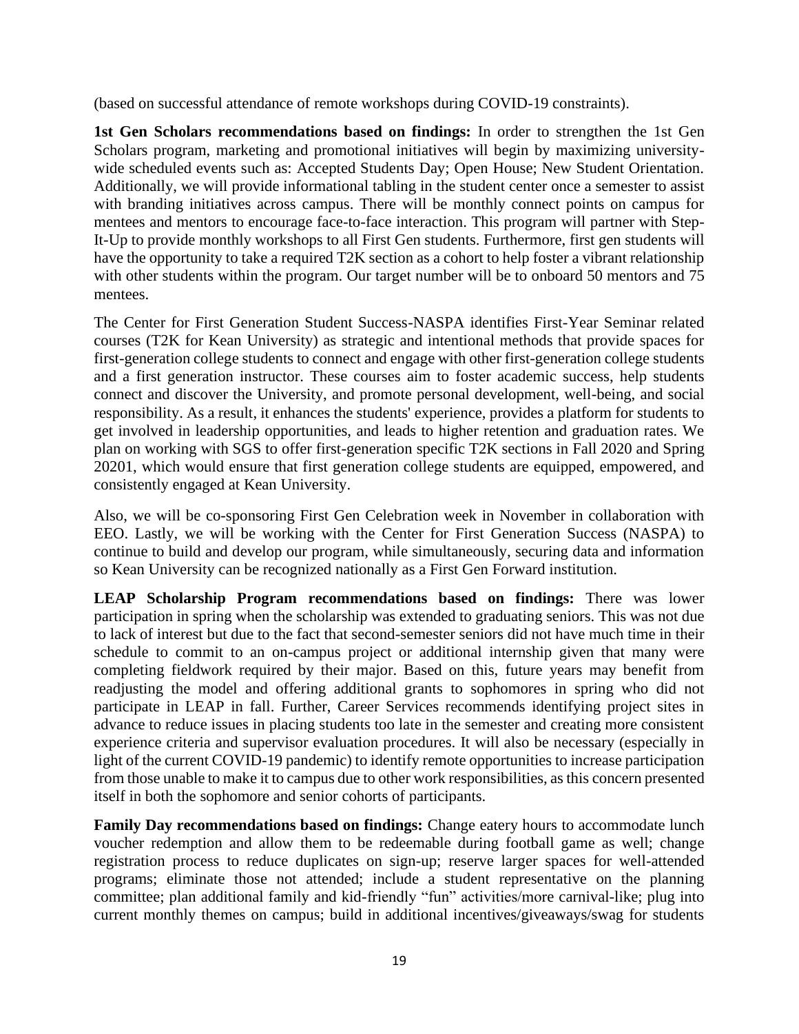(based on successful attendance of remote workshops during COVID-19 constraints).

**1st Gen Scholars recommendations based on findings:** In order to strengthen the 1st Gen Scholars program, marketing and promotional initiatives will begin by maximizing university-wide scheduled events such as: Accepted Students Day; Open House; New Student Orientation. Additionally, we will provide informational tabling in the student center once a semester to assist with branding initiatives across campus. There will be monthly connect points on campus for mentees and mentors to encourage face-to-face interaction. This program will partner with Step-It-Up to provide monthly workshops to all First Gen students. Furthermore, first gen students will have the opportunity to take a required T2K section as a cohort to help foster a vibrant relationship with other students within the program. Our target number will be to onboard 50 mentors and 75 mentees.

The Center for First Generation Student Success-NASPA identifies First-Year Seminar related courses (T2K for Kean University) as strategic and intentional methods that provide spaces for first-generation college students to connect and engage with other first-generation college students and a first generation instructor. These courses aim to foster academic success, help students connect and discover the University, and promote personal development, well-being, and social responsibility. As a result, it enhances the students' experience, provides a platform for students to get involved in leadership opportunities, and leads to higher retention and graduation rates. We plan on working with SGS to offer first-generation specific T2K sections in Fall 2020 and Spring 20201, which would ensure that first generation college students are equipped, empowered, and consistently engaged at Kean University.

Also, we will be co-sponsoring First Gen Celebration week in November in collaboration with EEO. Lastly, we will be working with the Center for First Generation Success (NASPA) to continue to build and develop our program, while simultaneously, securing data and information so Kean University can be recognized nationally as a First Gen Forward institution.

**LEAP Scholarship Program recommendations based on findings:** There was lower participation in spring when the scholarship was extended to graduating seniors. This was not due to lack of interest but due to the fact that second-semester seniors did not have much time in their schedule to commit to an on-campus project or additional internship given that many were completing fieldwork required by their major. Based on this, future years may benefit from readjusting the model and offering additional grants to sophomores in spring who did not participate in LEAP in fall. Further, Career Services recommends identifying project sites in advance to reduce issues in placing students too late in the semester and creating more consistent experience criteria and supervisor evaluation procedures. It will also be necessary (especially in light of the current COVID-19 pandemic) to identify remote opportunities to increase participation from those unable to make it to campus due to other work responsibilities, as this concern presented itself in both the sophomore and senior cohorts of participants.

**Family Day recommendations based on findings:** Change eatery hours to accommodate lunch voucher redemption and allow them to be redeemable during football game as well; change registration process to reduce duplicates on sign-up; reserve larger spaces for well-attended programs; eliminate those not attended; include a student representative on the planning committee; plan additional family and kid-friendly "fun" activities/more carnival-like; plug into current monthly themes on campus; build in additional incentives/giveaways/swag for students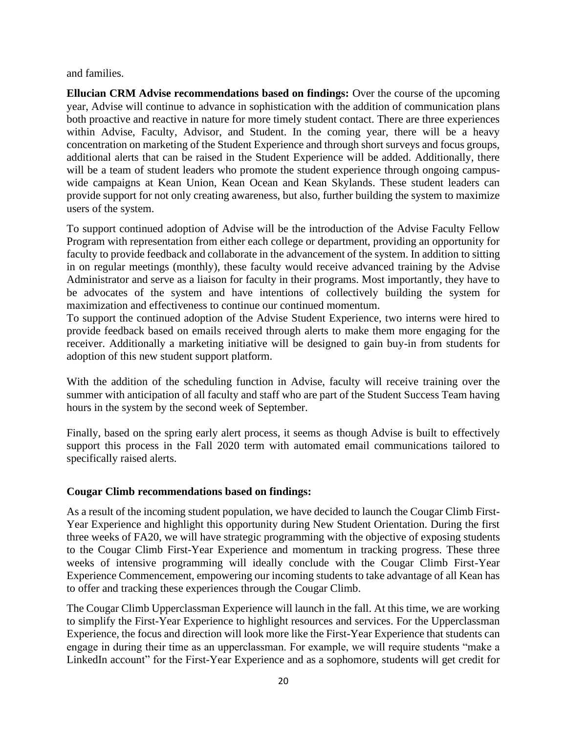and families.

**Ellucian CRM Advise recommendations based on findings:** Over the course of the upcoming year, Advise will continue to advance in sophistication with the addition of communication plans both proactive and reactive in nature for more timely student contact. There are three experiences within Advise, Faculty, Advisor, and Student. In the coming year, there will be a heavy concentration on marketing of the Student Experience and through short surveys and focus groups, additional alerts that can be raised in the Student Experience will be added. Additionally, there will be a team of student leaders who promote the student experience through ongoing campus-wide campaigns at Kean Union, Kean Ocean and Kean Skylands. These student leaders can provide support for not only creating awareness, but also, further building the system to maximize users of the system.

To support continued adoption of Advise will be the introduction of the Advise Faculty Fellow Program with representation from either each college or department, providing an opportunity for faculty to provide feedback and collaborate in the advancement of the system. In addition to sitting in on regular meetings (monthly), these faculty would receive advanced training by the Advise Administrator and serve as a liaison for faculty in their programs. Most importantly, they have to be advocates of the system and have intentions of collectively building the system for maximization and effectiveness to continue our continued momentum.
To support the continued adoption of the Advise Student Experience, two interns were hired to provide feedback based on emails received through alerts to make them more engaging for the receiver. Additionally a marketing initiative will be designed to gain buy-in from students for adoption of this new student support platform.

With the addition of the scheduling function in Advise, faculty will receive training over the summer with anticipation of all faculty and staff who are part of the Student Success Team having hours in the system by the second week of September.

Finally, based on the spring early alert process, it seems as though Advise is built to effectively support this process in the Fall 2020 term with automated email communications tailored to specifically raised alerts.

**Cougar Climb recommendations based on findings:**

As a result of the incoming student population, we have decided to launch the Cougar Climb First-Year Experience and highlight this opportunity during New Student Orientation. During the first three weeks of FA20, we will have strategic programming with the objective of exposing students to the Cougar Climb First-Year Experience and momentum in tracking progress. These three weeks of intensive programming will ideally conclude with the Cougar Climb First-Year Experience Commencement, empowering our incoming students to take advantage of all Kean has to offer and tracking these experiences through the Cougar Climb.

The Cougar Climb Upperclassman Experience will launch in the fall. At this time, we are working to simplify the First-Year Experience to highlight resources and services. For the Upperclassman Experience, the focus and direction will look more like the First-Year Experience that students can engage in during their time as an upperclassman. For example, we will require students "make a LinkedIn account" for the First-Year Experience and as a sophomore, students will get credit for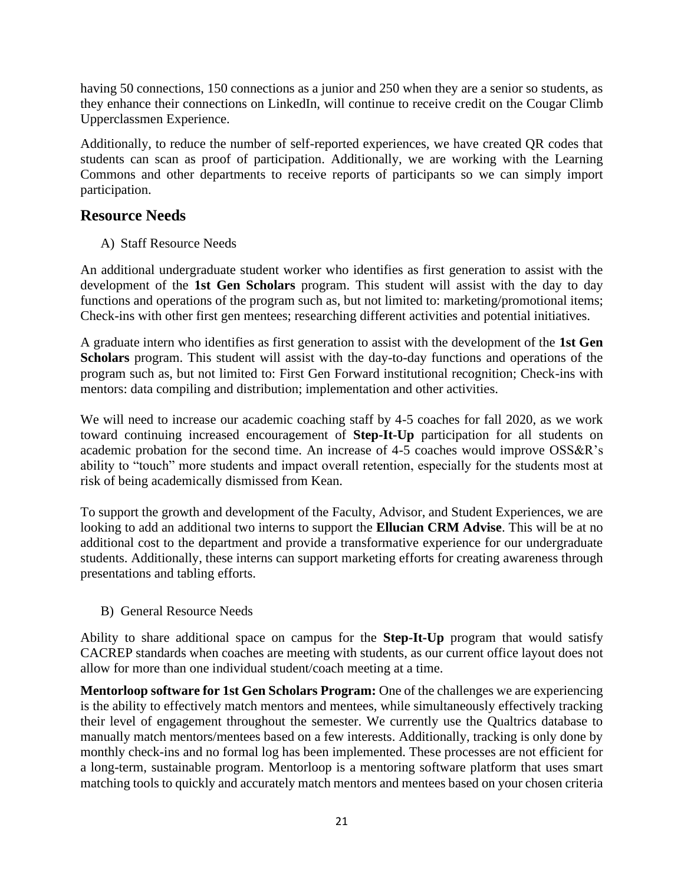having 50 connections, 150 connections as a junior and 250 when they are a senior so students, as they enhance their connections on LinkedIn, will continue to receive credit on the Cougar Climb Upperclassmen Experience.

Additionally, to reduce the number of self-reported experiences, we have created QR codes that students can scan as proof of participation. Additionally, we are working with the Learning Commons and other departments to receive reports of participants so we can simply import participation.

## Resource Needs

A) Staff Resource Needs

An additional undergraduate student worker who identifies as first generation to assist with the development of the **1st Gen Scholars** program. This student will assist with the day to day functions and operations of the program such as, but not limited to: marketing/promotional items; Check-ins with other first gen mentees; researching different activities and potential initiatives.

A graduate intern who identifies as first generation to assist with the development of the **1st Gen Scholars** program. This student will assist with the day-to-day functions and operations of the program such as, but not limited to: First Gen Forward institutional recognition; Check-ins with mentors: data compiling and distribution; implementation and other activities.

We will need to increase our academic coaching staff by 4-5 coaches for fall 2020, as we work toward continuing increased encouragement of **Step-It-Up** participation for all students on academic probation for the second time. An increase of 4-5 coaches would improve OSS&R's ability to "touch" more students and impact overall retention, especially for the students most at risk of being academically dismissed from Kean.

To support the growth and development of the Faculty, Advisor, and Student Experiences, we are looking to add an additional two interns to support the **Ellucian CRM Advise**. This will be at no additional cost to the department and provide a transformative experience for our undergraduate students. Additionally, these interns can support marketing efforts for creating awareness through presentations and tabling efforts.

B) General Resource Needs

Ability to share additional space on campus for the **Step-It-Up** program that would satisfy CACREP standards when coaches are meeting with students, as our current office layout does not allow for more than one individual student/coach meeting at a time.

**Mentorloop software for 1st Gen Scholars Program:** One of the challenges we are experiencing is the ability to effectively match mentors and mentees, while simultaneously effectively tracking their level of engagement throughout the semester. We currently use the Qualtrics database to manually match mentors/mentees based on a few interests. Additionally, tracking is only done by monthly check-ins and no formal log has been implemented. These processes are not efficient for a long-term, sustainable program. Mentorloop is a mentoring software platform that uses smart matching tools to quickly and accurately match mentors and mentees based on your chosen criteria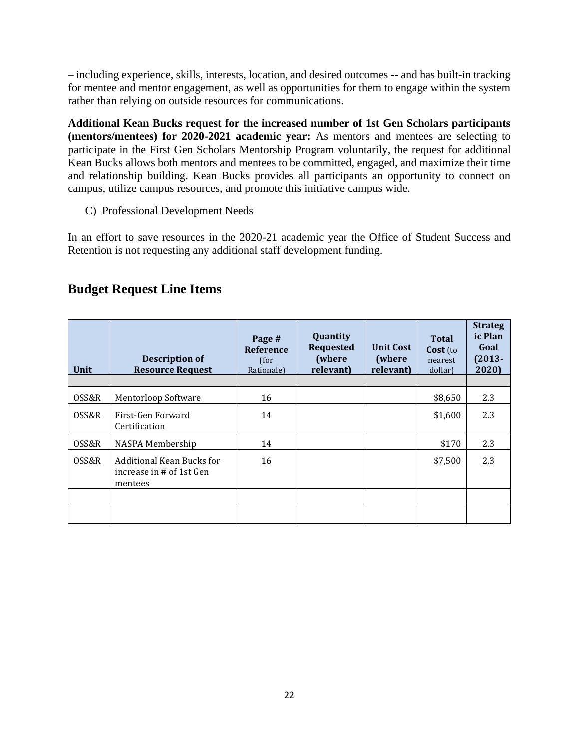– including experience, skills, interests, location, and desired outcomes -- and has built-in tracking for mentee and mentor engagement, as well as opportunities for them to engage within the system rather than relying on outside resources for communications.

**Additional Kean Bucks request for the increased number of 1st Gen Scholars participants (mentors/mentees) for 2020-2021 academic year:** As mentors and mentees are selecting to participate in the First Gen Scholars Mentorship Program voluntarily, the request for additional Kean Bucks allows both mentors and mentees to be committed, engaged, and maximize their time and relationship building. Kean Bucks provides all participants an opportunity to connect on campus, utilize campus resources, and promote this initiative campus wide.

C) Professional Development Needs

In an effort to save resources in the 2020-21 academic year the Office of Student Success and Retention is not requesting any additional staff development funding.

## Budget Request Line Items

| Unit | Description of Resource Request | Page # Reference (for Rationale) | Quantity Requested (where relevant) | Unit Cost (where relevant) | Total Cost (to nearest dollar) | Strategic Plan Goal (2013-2020) |
|---|---|---|---|---|---|---|
| | | | | | | |
| OSS&R | Mentorloop Software | 16 | | | $8,650 | 2.3 |
| OSS&R | First-Gen Forward Certification | 14 | | | $1,600 | 2.3 |
| OSS&R | NASPA Membership | 14 | | | $170 | 2.3 |
| OSS&R | Additional Kean Bucks for increase in # of 1st Gen mentees | 16 | | | $7,500 | 2.3 |
| | | | | | | |
| | | | | | | |